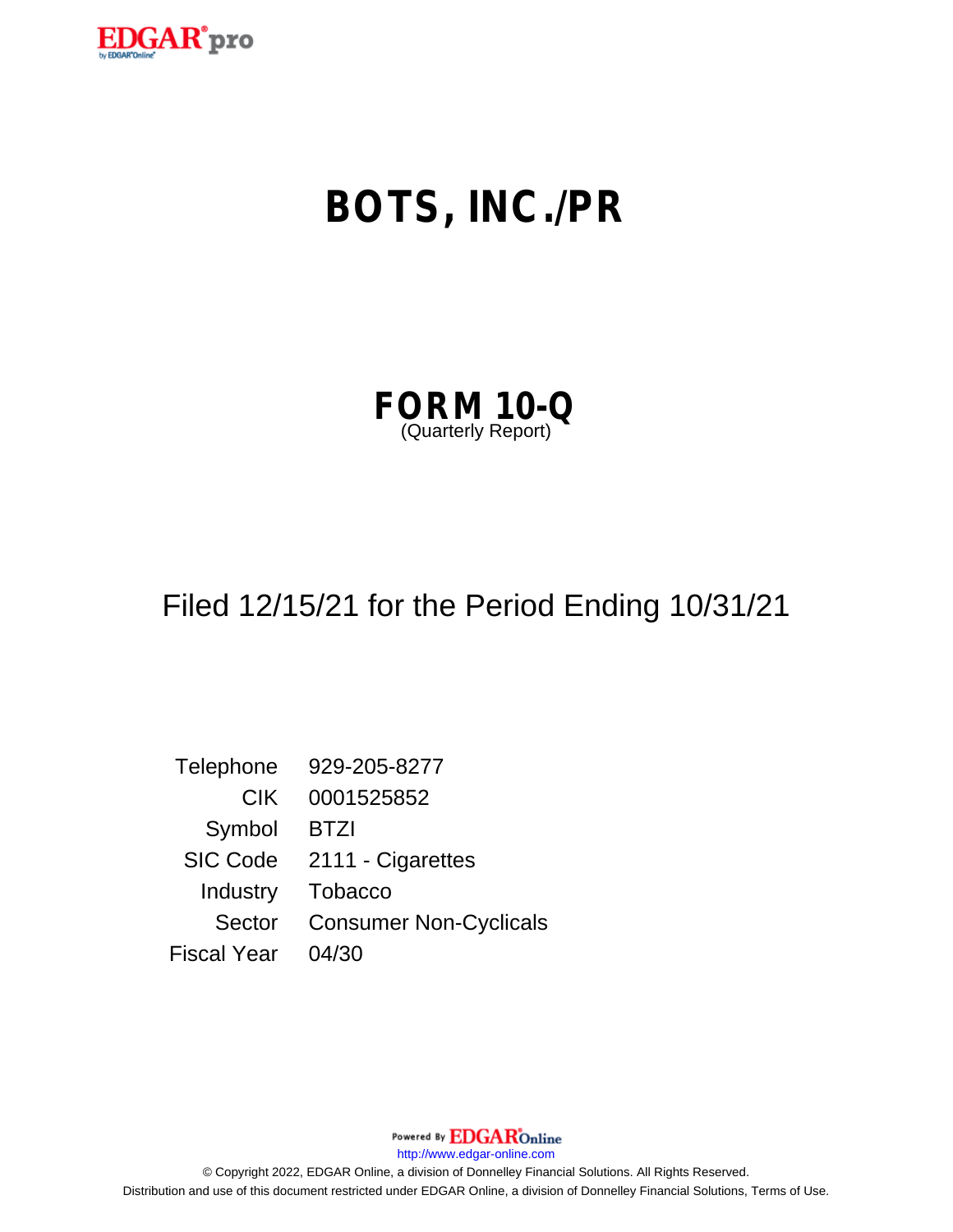# BOTS, INC./PR

## FORM 10-Q
(Quarterly Report)

Filed 12/15/21 for the Period Ending 10/31/21

| | |
|---|---|
| Telephone | 929-205-8277 |
| CIK | 0001525852 |
| Symbol | BTZI |
| SIC Code | 2111 - Cigarettes |
| Industry | Tobacco |
| Sector | Consumer Non-Cyclicals |
| Fiscal Year | 04/30 |

Powered By EDGAR Online

http://www.edgar-online.com

© Copyright 2022, EDGAR Online, a division of Donnelley Financial Solutions. All Rights Reserved.
Distribution and use of this document restricted under EDGAR Online, a division of Donnelley Financial Solutions, Terms of Use.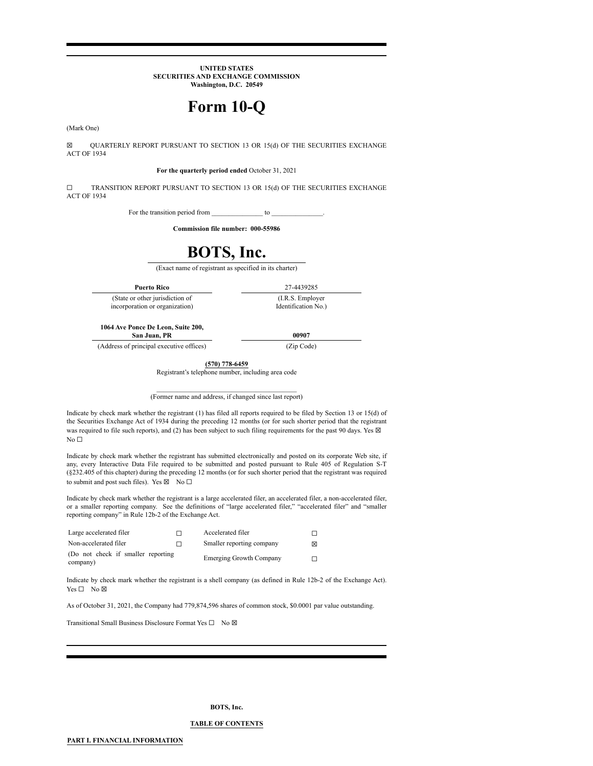**UNITED STATES**
**SECURITIES AND EXCHANGE COMMISSION**
**Washington, D.C. 20549**

# Form 10-Q

(Mark One)

☒ QUARTERLY REPORT PURSUANT TO SECTION 13 OR 15(d) OF THE SECURITIES EXCHANGE ACT OF 1934

**For the quarterly period ended** October 31, 2021

☐ TRANSITION REPORT PURSUANT TO SECTION 13 OR 15(d) OF THE SECURITIES EXCHANGE ACT OF 1934

For the transition period from _______________ to _______________.

**Commission file number: 000-55986**

# BOTS, Inc.

(Exact name of registrant as specified in its charter)

| **Puerto Rico** | 27-4439285 |
|---|---|
| (State or other jurisdiction of incorporation or organization) | (I.R.S. Employer Identification No.) |
| **1064 Ave Ponce De Leon, Suite 200, San Juan, PR** | **00907** |
| (Address of principal executive offices) | (Zip Code) |

**(570) 778-6459**
Registrant's telephone number, including area code

_________________________________________
(Former name and address, if changed since last report)

Indicate by check mark whether the registrant (1) has filed all reports required to be filed by Section 13 or 15(d) of the Securities Exchange Act of 1934 during the preceding 12 months (or for such shorter period that the registrant was required to file such reports), and (2) has been subject to such filing requirements for the past 90 days. Yes ☒ No ☐

Indicate by check mark whether the registrant has submitted electronically and posted on its corporate Web site, if any, every Interactive Data File required to be submitted and posted pursuant to Rule 405 of Regulation S-T (§232.405 of this chapter) during the preceding 12 months (or for such shorter period that the registrant was required to submit and post such files). Yes ☒ No ☐

Indicate by check mark whether the registrant is a large accelerated filer, an accelerated filer, a non-accelerated filer, or a smaller reporting company. See the definitions of "large accelerated filer," "accelerated filer" and "smaller reporting company" in Rule 12b-2 of the Exchange Act.

| | | | |
|---|---|---|---|
| Large accelerated filer | ☐ | Accelerated filer | ☐ |
| Non-accelerated filer | ☐ | Smaller reporting company | ☒ |
| (Do not check if smaller reporting company) | | Emerging Growth Company | ☐ |

Indicate by check mark whether the registrant is a shell company (as defined in Rule 12b-2 of the Exchange Act). Yes ☐ No ☒

As of October 31, 2021, the Company had 779,874,596 shares of common stock, $0.0001 par value outstanding.

Transitional Small Business Disclosure Format Yes ☐ No ☒

**BOTS, Inc.**

**TABLE OF CONTENTS**

**PART I. FINANCIAL INFORMATION**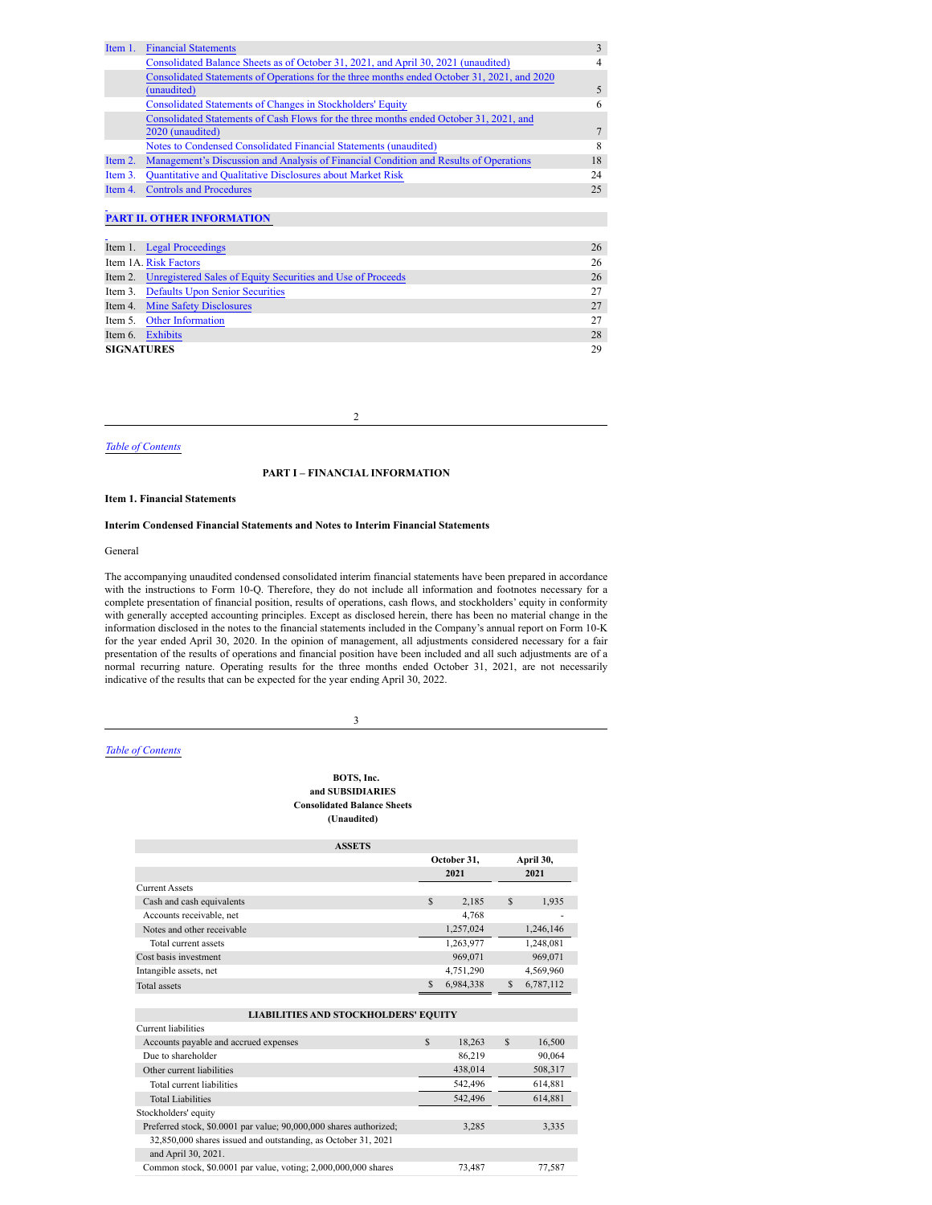| | | |
|---|---|---|
| Item 1. | Financial Statements | 3 |
| | Consolidated Balance Sheets as of October 31, 2021, and April 30, 2021 (unaudited) | 4 |
| | Consolidated Statements of Operations for the three months ended October 31, 2021, and 2020 (unaudited) | 5 |
| | Consolidated Statements of Changes in Stockholders' Equity | 6 |
| | Consolidated Statements of Cash Flows for the three months ended October 31, 2021, and 2020 (unaudited) | 7 |
| | Notes to Condensed Consolidated Financial Statements (unaudited) | 8 |
| Item 2. | Management's Discussion and Analysis of Financial Condition and Results of Operations | 18 |
| Item 3. | Quantitative and Qualitative Disclosures about Market Risk | 24 |
| Item 4. | Controls and Procedures | 25 |

**PART II. OTHER INFORMATION**

| | | |
|---|---|---|
| Item 1. | Legal Proceedings | 26 |
| Item 1A. | Risk Factors | 26 |
| Item 2. | Unregistered Sales of Equity Securities and Use of Proceeds | 26 |
| Item 3. | Defaults Upon Senior Securities | 27 |
| Item 4. | Mine Safety Disclosures | 27 |
| Item 5. | Other Information | 27 |
| Item 6. | Exhibits | 28 |
| **SIGNATURES** | | 29 |

*Table of Contents*

## PART I – FINANCIAL INFORMATION

### Item 1. Financial Statements

### Interim Condensed Financial Statements and Notes to Interim Financial Statements

General

The accompanying unaudited condensed consolidated interim financial statements have been prepared in accordance with the instructions to Form 10-Q. Therefore, they do not include all information and footnotes necessary for a complete presentation of financial position, results of operations, cash flows, and stockholders' equity in conformity with generally accepted accounting principles. Except as disclosed herein, there has been no material change in the information disclosed in the notes to the financial statements included in the Company's annual report on Form 10-K for the year ended April 30, 2020. In the opinion of management, all adjustments considered necessary for a fair presentation of the results of operations and financial position have been included and all such adjustments are of a normal recurring nature. Operating results for the three months ended October 31, 2021, are not necessarily indicative of the results that can be expected for the year ending April 30, 2022.

*Table of Contents*

**BOTS, Inc.**
**and SUBSIDIARIES**
**Consolidated Balance Sheets**
**(Unaudited)**

| **ASSETS** | **October 31, 2021** | **April 30, 2021** |
|---|---|---|
| Current Assets | | |
| Cash and cash equivalents | $ 2,185 | $ 1,935 |
| Accounts receivable, net | 4,768 | - |
| Notes and other receivable | 1,257,024 | 1,246,146 |
| Total current assets | 1,263,977 | 1,248,081 |
| Cost basis investment | 969,071 | 969,071 |
| Intangible assets, net | 4,751,290 | 4,569,960 |
| Total assets | $ 6,984,338 | $ 6,787,112 |
| **LIABILITIES AND STOCKHOLDERS' EQUITY** | | |
| Current liabilities | | |
| Accounts payable and accrued expenses | $ 18,263 | $ 16,500 |
| Due to shareholder | 86,219 | 90,064 |
| Other current liabilities | 438,014 | 508,317 |
| Total current liabilities | 542,496 | 614,881 |
| Total Liabilities | 542,496 | 614,881 |
| Stockholders' equity | | |
| Preferred stock, $0.0001 par value; 90,000,000 shares authorized; 32,850,000 shares issued and outstanding, as October 31, 2021 and April 30, 2021. | 3,285 | 3,335 |
| Common stock, $0.0001 par value, voting; 2,000,000,000 shares | 73,487 | 77,587 |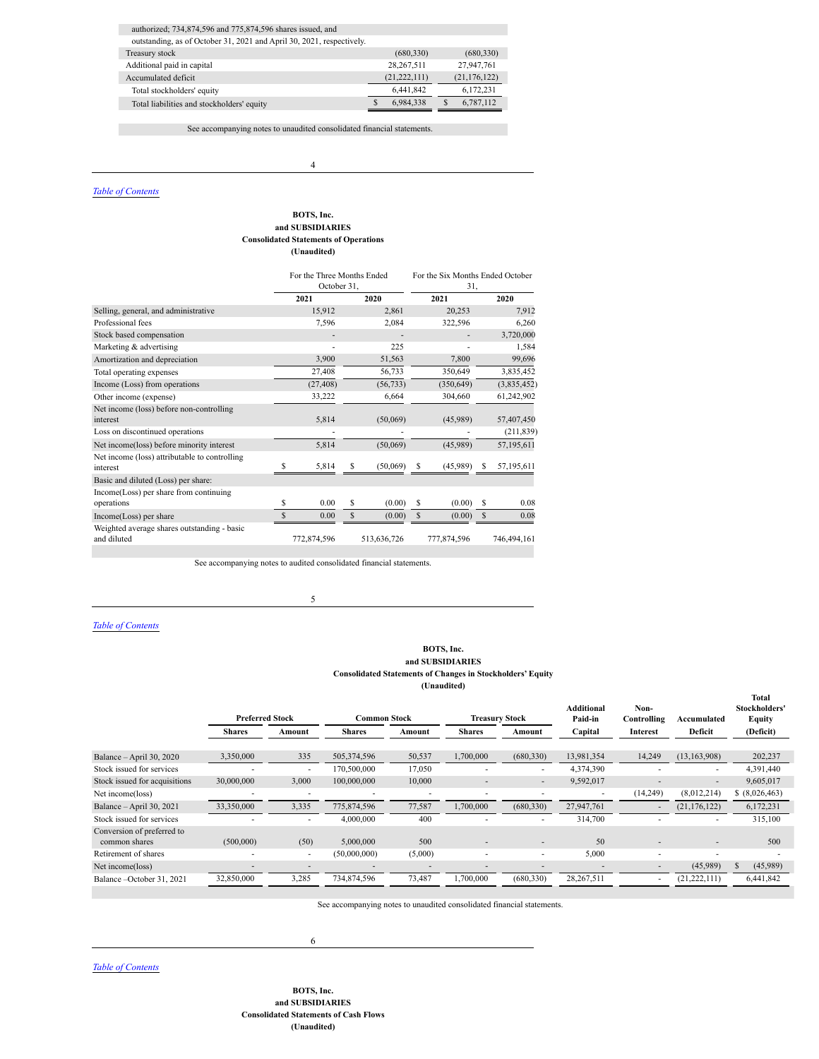| | October 31, 2021 | April 30, 2021 |
|---|---|---|
| authorized; 734,874,596 and 775,874,596 shares issued, and outstanding, as of October 31, 2021 and April 30, 2021, respectively. | | |
| Treasury stock | (680,330) | (680,330) |
| Additional paid in capital | 28,267,511 | 27,947,761 |
| Accumulated deficit | (21,222,111) | (21,176,122) |
| Total stockholders' equity | 6,441,842 | 6,172,231 |
| Total liabilities and stockholders' equity | $ 6,984,338 | $ 6,787,112 |

See accompanying notes to unaudited consolidated financial statements.

[Table of Contents](#)

**BOTS, Inc.**
**and SUBSIDIARIES**
**Consolidated Statements of Operations**
**(Unaudited)**

| | For the Three Months Ended October 31, | | For the Six Months Ended October 31, | |
|---|---|---|---|---|
| | **2021** | **2020** | **2021** | **2020** |
| Selling, general, and administrative | 15,912 | 2,861 | 20,253 | 7,912 |
| Professional fees | 7,596 | 2,084 | 322,596 | 6,260 |
| Stock based compensation | - | - | - | 3,720,000 |
| Marketing & advertising | - | 225 | - | 1,584 |
| Amortization and depreciation | 3,900 | 51,563 | 7,800 | 99,696 |
| Total operating expenses | 27,408 | 56,733 | 350,649 | 3,835,452 |
| Income (Loss) from operations | (27,408) | (56,733) | (350,649) | (3,835,452) |
| Other income (expense) | 33,222 | 6,664 | 304,660 | 61,242,902 |
| Net income (loss) before non-controlling interest | 5,814 | (50,069) | (45,989) | 57,407,450 |
| Loss on discontinued operations | - | - | - | (211,839) |
| Net income(loss) before minority interest | 5,814 | (50,069) | (45,989) | 57,195,611 |
| Net income (loss) attributable to controlling interest | $ 5,814 | $ (50,069) | $ (45,989) | $ 57,195,611 |
| Basic and diluted (Loss) per share: | | | | |
| Income(Loss) per share from continuing operations | $ 0.00 | $ (0.00) | $ (0.00) | $ 0.08 |
| Income(Loss) per share | $ 0.00 | $ (0.00) | $ (0.00) | $ 0.08 |
| Weighted average shares outstanding - basic and diluted | 772,874,596 | 513,636,726 | 777,874,596 | 746,494,161 |

See accompanying notes to audited consolidated financial statements.

[Table of Contents](#)

**BOTS, Inc.**
**and SUBSIDIARIES**
**Consolidated Statements of Changes in Stockholders' Equity**
**(Unaudited)**

| | Preferred Stock | | Common Stock | | Treasury Stock | | Additional Paid-in | Non-Controlling | Accumulated | Total Stockholders' Equity |
|---|---|---|---|---|---|---|---|---|---|---|
| | **Shares** | **Amount** | **Shares** | **Amount** | **Shares** | **Amount** | **Capital** | **Interest** | **Deficit** | **(Deficit)** |
| Balance – April 30, 2020 | 3,350,000 | 335 | 505,374,596 | 50,537 | 1,700,000 | (680,330) | 13,981,354 | 14,249 | (13,163,908) | 202,237 |
| Stock issued for services | - | - | 170,500,000 | 17,050 | - | - | 4,374,390 | - | - | 4,391,440 |
| Stock issued for acquisitions | 30,000,000 | 3,000 | 100,000,000 | 10,000 | - | - | 9,592,017 | - | - | 9,605,017 |
| Net income(loss) | - | - | - | - | - | - | - | (14,249) | (8,012,214) | $ (8,026,463) |
| Balance – April 30, 2021 | 33,350,000 | 3,335 | 775,874,596 | 77,587 | 1,700,000 | (680,330) | 27,947,761 | - | (21,176,122) | 6,172,231 |
| Stock issued for services | - | - | 4,000,000 | 400 | - | - | 314,700 | - | - | 315,100 |
| Conversion of preferred to common shares | (500,000) | (50) | 5,000,000 | 500 | - | - | 50 | - | - | 500 |
| Retirement of shares | - | - | (50,000,000) | (5,000) | - | - | 5,000 | - | - | - |
| Net income(loss) | - | - | - | - | - | - | - | - | (45,989) | $ (45,989) |
| Balance –October 31, 2021 | 32,850,000 | 3,285 | 734,874,596 | 73,487 | 1,700,000 | (680,330) | 28,267,511 | - | (21,222,111) | 6,441,842 |

See accompanying notes to unaudited consolidated financial statements.

[Table of Contents](#)

**BOTS, Inc.**
**and SUBSIDIARIES**
**Consolidated Statements of Cash Flows**
**(Unaudited)**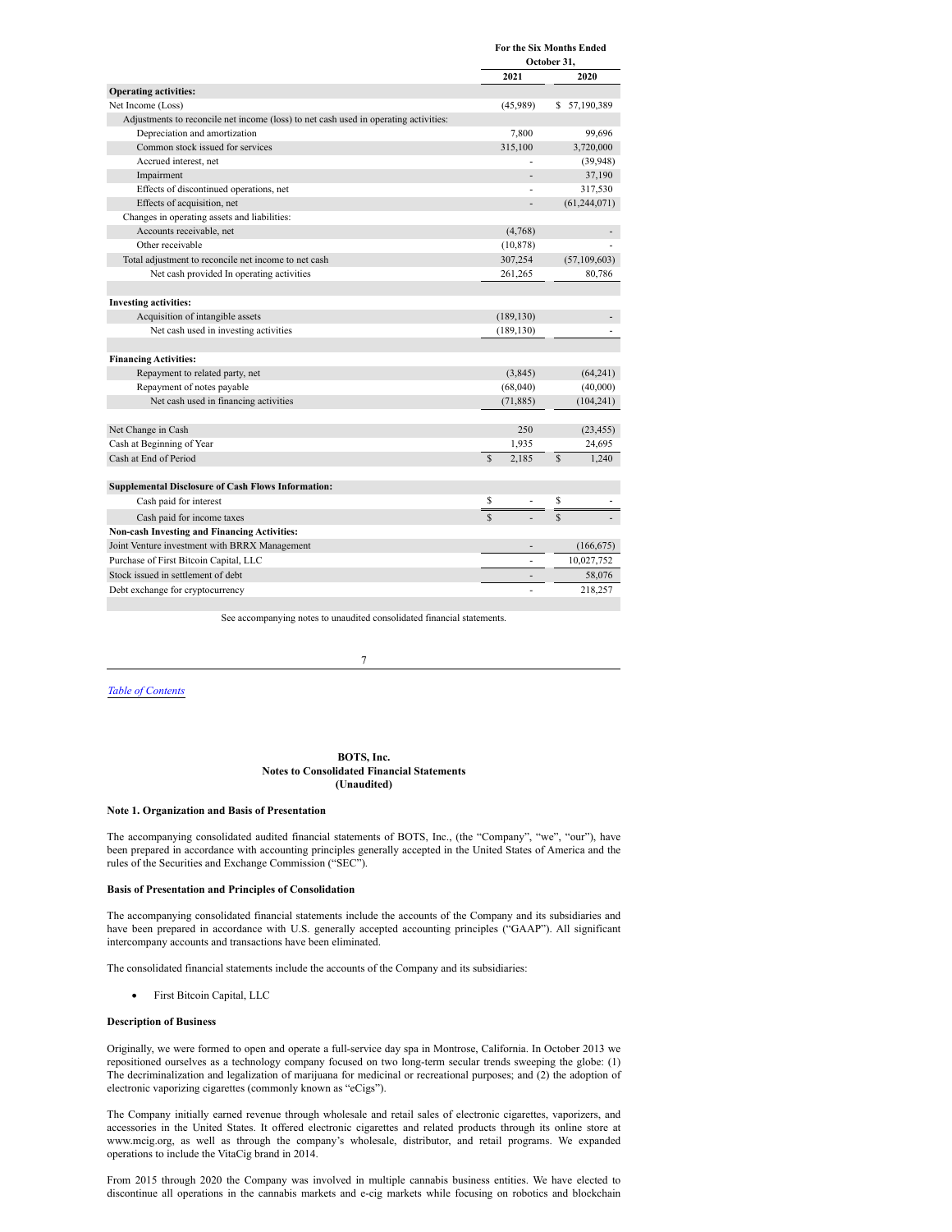| | For the Six Months Ended October 31, | |
|---|---|---|
| | 2021 | 2020 |
| **Operating activities:** | | |
| Net Income (Loss) | (45,989) | $ 57,190,389 |
| Adjustments to reconcile net income (loss) to net cash used in operating activities: | | |
| Depreciation and amortization | 7,800 | 99,696 |
| Common stock issued for services | 315,100 | 3,720,000 |
| Accrued interest, net | - | (39,948) |
| Impairment | - | 37,190 |
| Effects of discontinued operations, net | - | 317,530 |
| Effects of acquisition, net | - | (61,244,071) |
| Changes in operating assets and liabilities: | | |
| Accounts receivable, net | (4,768) | - |
| Other receivable | (10,878) | - |
| Total adjustment to reconcile net income to net cash | 307,254 | (57,109,603) |
| Net cash provided In operating activities | 261,265 | 80,786 |
| | | |
| **Investing activities:** | | |
| Acquisition of intangible assets | (189,130) | - |
| Net cash used in investing activities | (189,130) | - |
| | | |
| **Financing Activities:** | | |
| Repayment to related party, net | (3,845) | (64,241) |
| Repayment of notes payable | (68,040) | (40,000) |
| Net cash used in financing activities | (71,885) | (104,241) |
| | | |
| Net Change in Cash | 250 | (23,455) |
| Cash at Beginning of Year | 1,935 | 24,695 |
| Cash at End of Period | $ 2,185 | $ 1,240 |
| | | |
| **Supplemental Disclosure of Cash Flows Information:** | | |
| Cash paid for interest | $ - | $ - |
| Cash paid for income taxes | $ - | $ - |
| **Non-cash Investing and Financing Activities:** | | |
| Joint Venture investment with BRRX Management | - | (166,675) |
| Purchase of First Bitcoin Capital, LLC | - | 10,027,752 |
| Stock issued in settlement of debt | - | 58,076 |
| Debt exchange for cryptocurrency | - | 218,257 |

See accompanying notes to unaudited consolidated financial statements.

*Table of Contents*

**BOTS, Inc.**
**Notes to Consolidated Financial Statements**
**(Unaudited)**

### Note 1. Organization and Basis of Presentation

The accompanying consolidated audited financial statements of BOTS, Inc., (the "Company", "we", "our"), have been prepared in accordance with accounting principles generally accepted in the United States of America and the rules of the Securities and Exchange Commission ("SEC").

### Basis of Presentation and Principles of Consolidation

The accompanying consolidated financial statements include the accounts of the Company and its subsidiaries and have been prepared in accordance with U.S. generally accepted accounting principles ("GAAP"). All significant intercompany accounts and transactions have been eliminated.

The consolidated financial statements include the accounts of the Company and its subsidiaries:

- First Bitcoin Capital, LLC

### Description of Business

Originally, we were formed to open and operate a full-service day spa in Montrose, California. In October 2013 we repositioned ourselves as a technology company focused on two long-term secular trends sweeping the globe: (1) The decriminalization and legalization of marijuana for medicinal or recreational purposes; and (2) the adoption of electronic vaporizing cigarettes (commonly known as "eCigs").

The Company initially earned revenue through wholesale and retail sales of electronic cigarettes, vaporizers, and accessories in the United States. It offered electronic cigarettes and related products through its online store at www.mcig.org, as well as through the company's wholesale, distributor, and retail programs. We expanded operations to include the VitaCig brand in 2014.

From 2015 through 2020 the Company was involved in multiple cannabis business entities. We have elected to discontinue all operations in the cannabis markets and e-cig markets while focusing on robotics and blockchain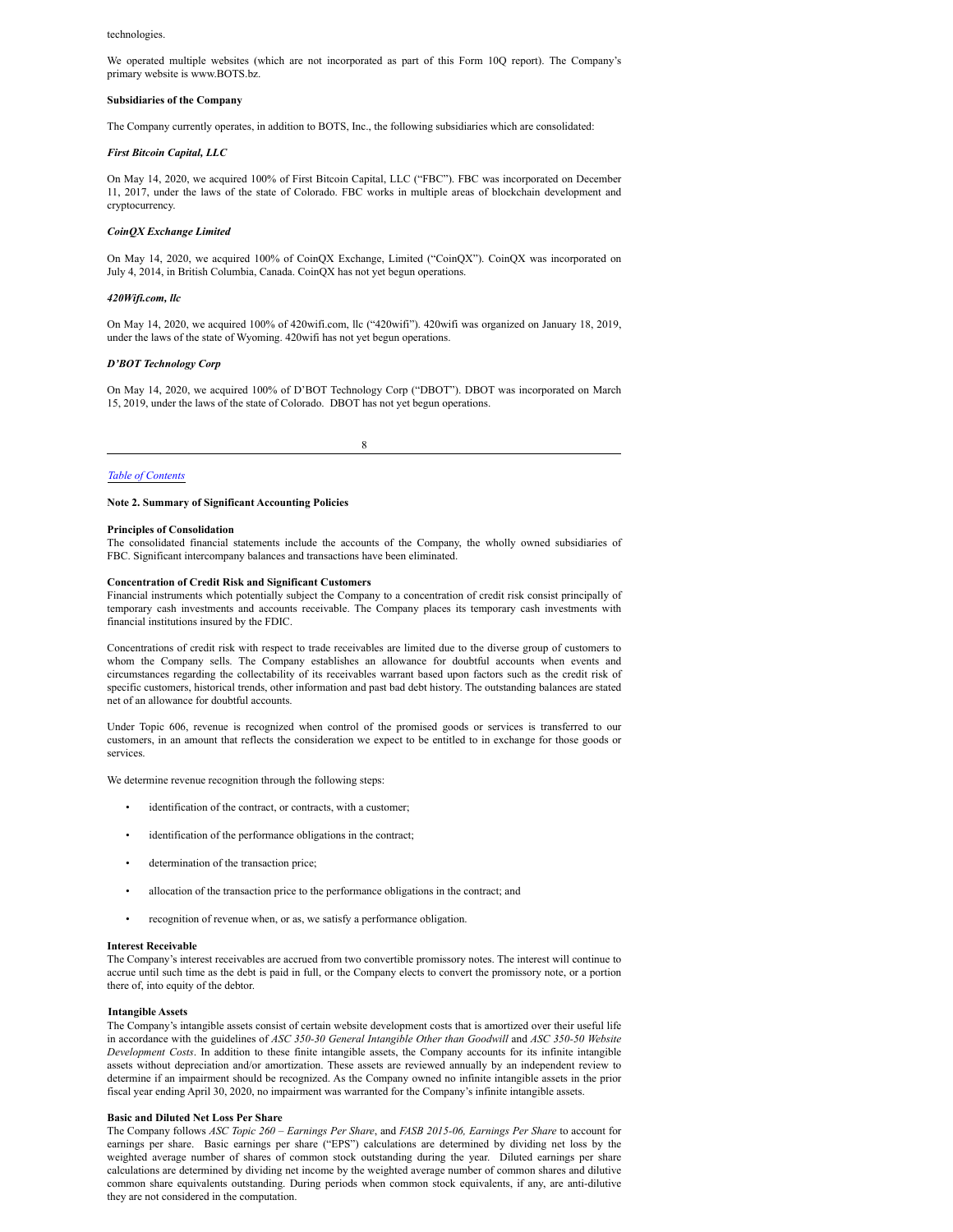technologies.

We operated multiple websites (which are not incorporated as part of this Form 10Q report). The Company's primary website is www.BOTS.bz.

**Subsidiaries of the Company**

The Company currently operates, in addition to BOTS, Inc., the following subsidiaries which are consolidated:

***First Bitcoin Capital, LLC***

On May 14, 2020, we acquired 100% of First Bitcoin Capital, LLC ("FBC"). FBC was incorporated on December 11, 2017, under the laws of the state of Colorado. FBC works in multiple areas of blockchain development and cryptocurrency.

***CoinQX Exchange Limited***

On May 14, 2020, we acquired 100% of CoinQX Exchange, Limited ("CoinQX"). CoinQX was incorporated on July 4, 2014, in British Columbia, Canada. CoinQX has not yet begun operations.

***420Wifi.com, llc***

On May 14, 2020, we acquired 100% of 420wifi.com, llc ("420wifi"). 420wifi was organized on January 18, 2019, under the laws of the state of Wyoming. 420wifi has not yet begun operations.

***D'BOT Technology Corp***

On May 14, 2020, we acquired 100% of D'BOT Technology Corp ("DBOT"). DBOT was incorporated on March 15, 2019, under the laws of the state of Colorado. DBOT has not yet begun operations.

*Table of Contents*

**Note 2. Summary of Significant Accounting Policies**

**Principles of Consolidation**

The consolidated financial statements include the accounts of the Company, the wholly owned subsidiaries of FBC. Significant intercompany balances and transactions have been eliminated.

**Concentration of Credit Risk and Significant Customers**

Financial instruments which potentially subject the Company to a concentration of credit risk consist principally of temporary cash investments and accounts receivable. The Company places its temporary cash investments with financial institutions insured by the FDIC.

Concentrations of credit risk with respect to trade receivables are limited due to the diverse group of customers to whom the Company sells. The Company establishes an allowance for doubtful accounts when events and circumstances regarding the collectability of its receivables warrant based upon factors such as the credit risk of specific customers, historical trends, other information and past bad debt history. The outstanding balances are stated net of an allowance for doubtful accounts.

Under Topic 606, revenue is recognized when control of the promised goods or services is transferred to our customers, in an amount that reflects the consideration we expect to be entitled to in exchange for those goods or services.

We determine revenue recognition through the following steps:

- identification of the contract, or contracts, with a customer;
- identification of the performance obligations in the contract;
- determination of the transaction price;
- allocation of the transaction price to the performance obligations in the contract; and
- recognition of revenue when, or as, we satisfy a performance obligation.

**Interest Receivable**

The Company's interest receivables are accrued from two convertible promissory notes. The interest will continue to accrue until such time as the debt is paid in full, or the Company elects to convert the promissory note, or a portion there of, into equity of the debtor.

**Intangible Assets**

The Company's intangible assets consist of certain website development costs that is amortized over their useful life in accordance with the guidelines of *ASC 350-30 General Intangible Other than Goodwill* and *ASC 350-50 Website Development Costs*. In addition to these finite intangible assets, the Company accounts for its infinite intangible assets without depreciation and/or amortization. These assets are reviewed annually by an independent review to determine if an impairment should be recognized. As the Company owned no infinite intangible assets in the prior fiscal year ending April 30, 2020, no impairment was warranted for the Company's infinite intangible assets.

**Basic and Diluted Net Loss Per Share**

The Company follows *ASC Topic 260 – Earnings Per Share*, and *FASB 2015-06, Earnings Per Share* to account for earnings per share. Basic earnings per share ("EPS") calculations are determined by dividing net loss by the weighted average number of shares of common stock outstanding during the year. Diluted earnings per share calculations are determined by dividing net income by the weighted average number of common shares and dilutive common share equivalents outstanding. During periods when common stock equivalents, if any, are anti-dilutive they are not considered in the computation.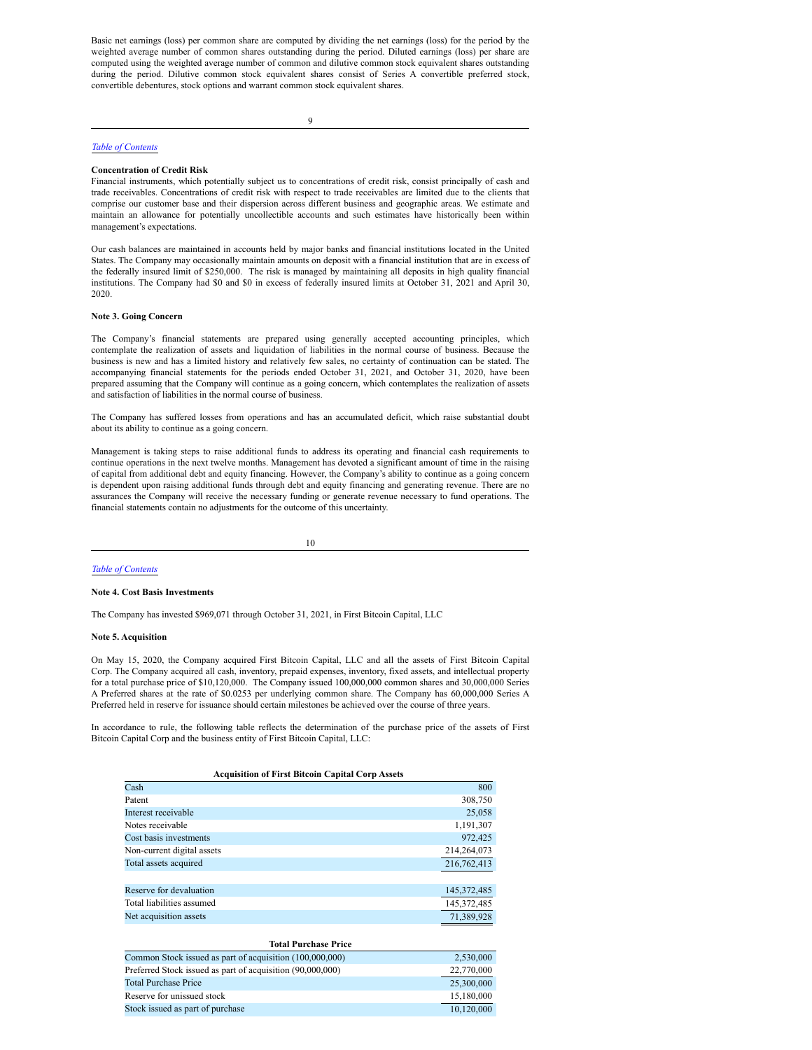Basic net earnings (loss) per common share are computed by dividing the net earnings (loss) for the period by the weighted average number of common shares outstanding during the period. Diluted earnings (loss) per share are computed using the weighted average number of common and dilutive common stock equivalent shares outstanding during the period. Dilutive common stock equivalent shares consist of Series A convertible preferred stock, convertible debentures, stock options and warrant common stock equivalent shares.

**Concentration of Credit Risk**

Financial instruments, which potentially subject us to concentrations of credit risk, consist principally of cash and trade receivables. Concentrations of credit risk with respect to trade receivables are limited due to the clients that comprise our customer base and their dispersion across different business and geographic areas. We estimate and maintain an allowance for potentially uncollectible accounts and such estimates have historically been within management's expectations.

Our cash balances are maintained in accounts held by major banks and financial institutions located in the United States. The Company may occasionally maintain amounts on deposit with a financial institution that are in excess of the federally insured limit of $250,000. The risk is managed by maintaining all deposits in high quality financial institutions. The Company had $0 and $0 in excess of federally insured limits at October 31, 2021 and April 30, 2020.

**Note 3. Going Concern**

The Company's financial statements are prepared using generally accepted accounting principles, which contemplate the realization of assets and liquidation of liabilities in the normal course of business. Because the business is new and has a limited history and relatively few sales, no certainty of continuation can be stated. The accompanying financial statements for the periods ended October 31, 2021, and October 31, 2020, have been prepared assuming that the Company will continue as a going concern, which contemplates the realization of assets and satisfaction of liabilities in the normal course of business.

The Company has suffered losses from operations and has an accumulated deficit, which raise substantial doubt about its ability to continue as a going concern.

Management is taking steps to raise additional funds to address its operating and financial cash requirements to continue operations in the next twelve months. Management has devoted a significant amount of time in the raising of capital from additional debt and equity financing. However, the Company's ability to continue as a going concern is dependent upon raising additional funds through debt and equity financing and generating revenue. There are no assurances the Company will receive the necessary funding or generate revenue necessary to fund operations. The financial statements contain no adjustments for the outcome of this uncertainty.

**Note 4. Cost Basis Investments**

The Company has invested $969,071 through October 31, 2021, in First Bitcoin Capital, LLC

**Note 5. Acquisition**

On May 15, 2020, the Company acquired First Bitcoin Capital, LLC and all the assets of First Bitcoin Capital Corp. The Company acquired all cash, inventory, prepaid expenses, inventory, fixed assets, and intellectual property for a total purchase price of $10,120,000. The Company issued 100,000,000 common shares and 30,000,000 Series A Preferred shares at the rate of $0.0253 per underlying common share. The Company has 60,000,000 Series A Preferred held in reserve for issuance should certain milestones be achieved over the course of three years.

In accordance to rule, the following table reflects the determination of the purchase price of the assets of First Bitcoin Capital Corp and the business entity of First Bitcoin Capital, LLC:

| Acquisition of First Bitcoin Capital Corp Assets | |
|---|---|
| Cash | 800 |
| Patent | 308,750 |
| Interest receivable | 25,058 |
| Notes receivable | 1,191,307 |
| Cost basis investments | 972,425 |
| Non-current digital assets | 214,264,073 |
| Total assets acquired | 216,762,413 |
| | |
| Reserve for devaluation | 145,372,485 |
| Total liabilities assumed | 145,372,485 |
| Net acquisition assets | 71,389,928 |

| Total Purchase Price | |
|---|---|
| Common Stock issued as part of acquisition (100,000,000) | 2,530,000 |
| Preferred Stock issued as part of acquisition (90,000,000) | 22,770,000 |
| Total Purchase Price | 25,300,000 |
| Reserve for unissued stock | 15,180,000 |
| Stock issued as part of purchase | 10,120,000 |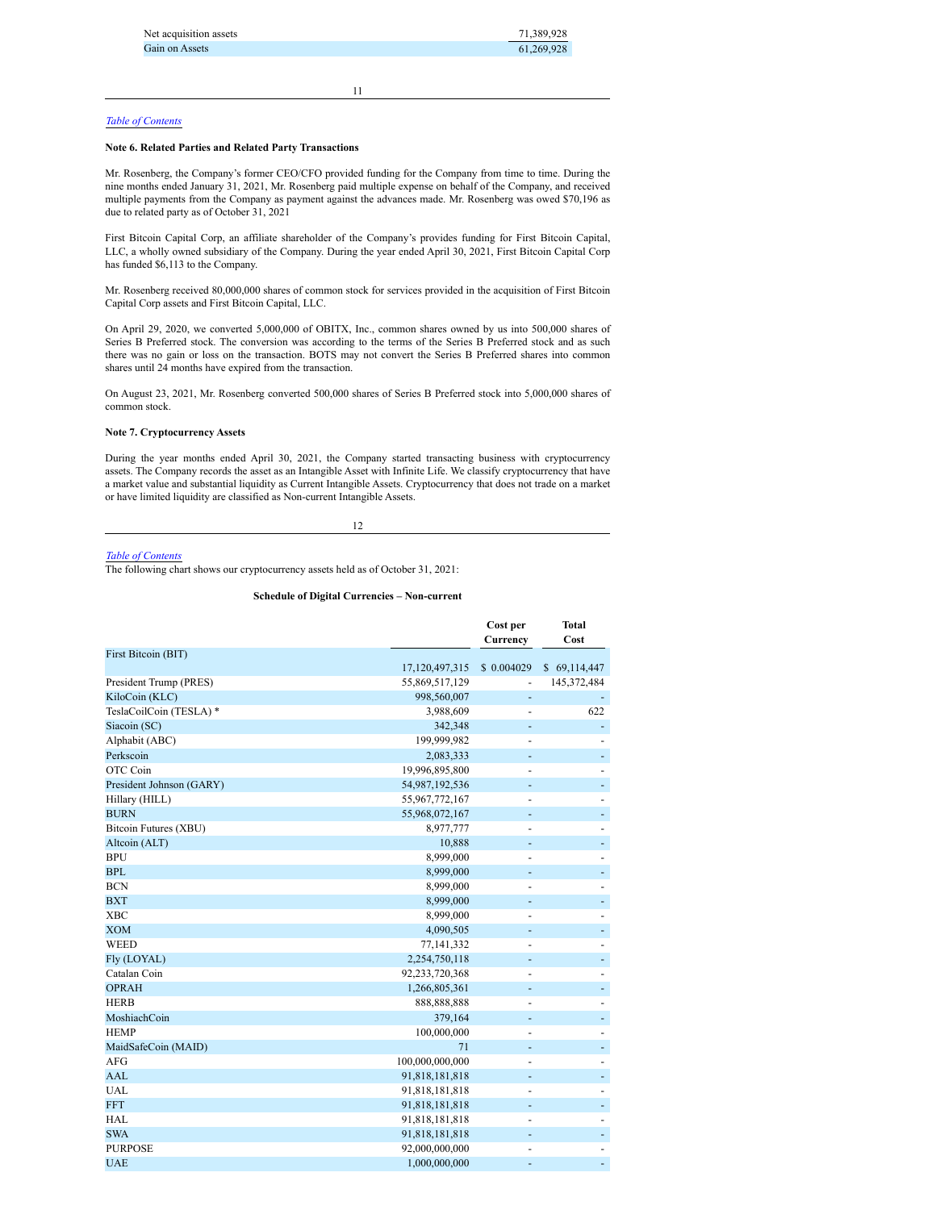| | |
|---|---|
| Net acquisition assets | 71,389,928 |
| Gain on Assets | 61,269,928 |

### Note 6. Related Parties and Related Party Transactions

Mr. Rosenberg, the Company's former CEO/CFO provided funding for the Company from time to time. During the nine months ended January 31, 2021, Mr. Rosenberg paid multiple expense on behalf of the Company, and received multiple payments from the Company as payment against the advances made. Mr. Rosenberg was owed $70,196 as due to related party as of October 31, 2021

First Bitcoin Capital Corp, an affiliate shareholder of the Company's provides funding for First Bitcoin Capital, LLC, a wholly owned subsidiary of the Company. During the year ended April 30, 2021, First Bitcoin Capital Corp has funded $6,113 to the Company.

Mr. Rosenberg received 80,000,000 shares of common stock for services provided in the acquisition of First Bitcoin Capital Corp assets and First Bitcoin Capital, LLC.

On April 29, 2020, we converted 5,000,000 of OBITX, Inc., common shares owned by us into 500,000 shares of Series B Preferred stock. The conversion was according to the terms of the Series B Preferred stock and as such there was no gain or loss on the transaction. BOTS may not convert the Series B Preferred shares into common shares until 24 months have expired from the transaction.

On August 23, 2021, Mr. Rosenberg converted 500,000 shares of Series B Preferred stock into 5,000,000 shares of common stock.

### Note 7. Cryptocurrency Assets

During the year months ended April 30, 2021, the Company started transacting business with cryptocurrency assets. The Company records the asset as an Intangible Asset with Infinite Life. We classify cryptocurrency that have a market value and substantial liquidity as Current Intangible Assets. Cryptocurrency that does not trade on a market or have limited liquidity are classified as Non-current Intangible Assets.

The following chart shows our cryptocurrency assets held as of October 31, 2021:

**Schedule of Digital Currencies – Non-current**

| | | Cost per Currency | Total Cost |
|---|---|---|---|
| First Bitcoin (BIT) | 17,120,497,315 | $ 0.004029 | $ 69,114,447 |
| President Trump (PRES) | 55,869,517,129 | - | 145,372,484 |
| KiloCoin (KLC) | 998,560,007 | - | - |
| TeslaCoilCoin (TESLA) * | 3,988,609 | - | 622 |
| Siacoin (SC) | 342,348 | - | - |
| Alphabit (ABC) | 199,999,982 | - | - |
| Perkscoin | 2,083,333 | - | - |
| OTC Coin | 19,996,895,800 | - | - |
| President Johnson (GARY) | 54,987,192,536 | - | - |
| Hillary (HILL) | 55,967,772,167 | - | - |
| BURN | 55,968,072,167 | - | - |
| Bitcoin Futures (XBU) | 8,977,777 | - | - |
| Altcoin (ALT) | 10,888 | - | - |
| BPU | 8,999,000 | - | - |
| BPL | 8,999,000 | - | - |
| BCN | 8,999,000 | - | - |
| BXT | 8,999,000 | - | - |
| XBC | 8,999,000 | - | - |
| XOM | 4,090,505 | - | - |
| WEED | 77,141,332 | - | - |
| Fly (LOYAL) | 2,254,750,118 | - | - |
| Catalan Coin | 92,233,720,368 | - | - |
| OPRAH | 1,266,805,361 | - | - |
| HERB | 888,888,888 | - | - |
| MoshiachCoin | 379,164 | - | - |
| HEMP | 100,000,000 | - | - |
| MaidSafeCoin (MAID) | 71 | - | - |
| AFG | 100,000,000,000 | - | - |
| AAL | 91,818,181,818 | - | - |
| UAL | 91,818,181,818 | - | - |
| FFT | 91,818,181,818 | - | - |
| HAL | 91,818,181,818 | - | - |
| SWA | 91,818,181,818 | - | - |
| PURPOSE | 92,000,000,000 | - | - |
| UAE | 1,000,000,000 | - | - |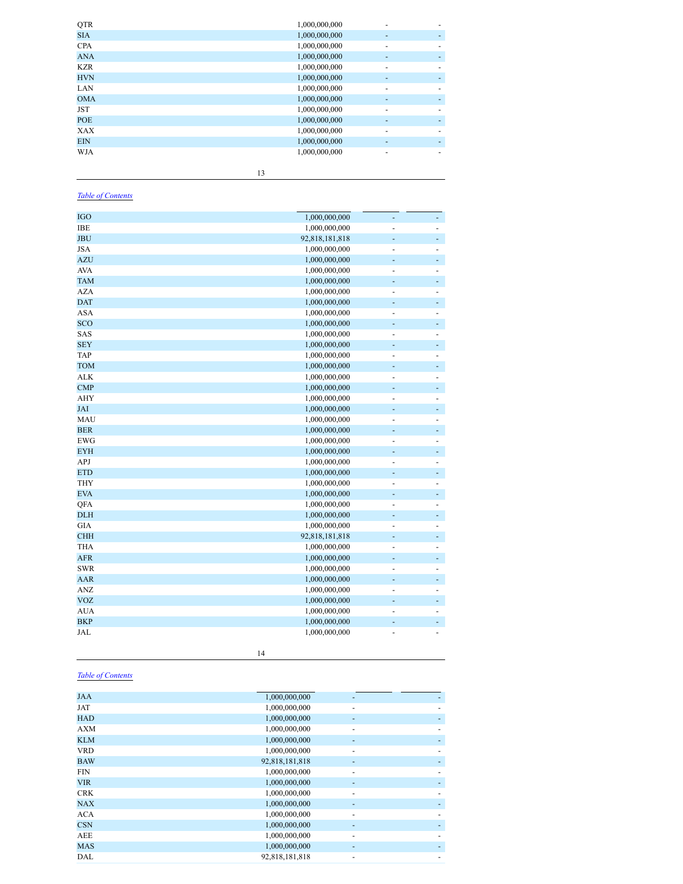| | | | |
|---|---|---|---|
| QTR | 1,000,000,000 | - | - |
| SIA | 1,000,000,000 | - | - |
| CPA | 1,000,000,000 | - | - |
| ANA | 1,000,000,000 | - | - |
| KZR | 1,000,000,000 | - | - |
| HVN | 1,000,000,000 | - | - |
| LAN | 1,000,000,000 | - | - |
| OMA | 1,000,000,000 | - | - |
| JST | 1,000,000,000 | - | - |
| POE | 1,000,000,000 | - | - |
| XAX | 1,000,000,000 | - | - |
| EIN | 1,000,000,000 | - | - |
| WJA | 1,000,000,000 | - | - |

*Table of Contents*

| | | | |
|---|---|---|---|
| IGO | 1,000,000,000 | - | - |
| IBE | 1,000,000,000 | - | - |
| JBU | 92,818,181,818 | - | - |
| JSA | 1,000,000,000 | - | - |
| AZU | 1,000,000,000 | - | - |
| AVA | 1,000,000,000 | - | - |
| TAM | 1,000,000,000 | - | - |
| AZA | 1,000,000,000 | - | - |
| DAT | 1,000,000,000 | - | - |
| ASA | 1,000,000,000 | - | - |
| SCO | 1,000,000,000 | - | - |
| SAS | 1,000,000,000 | - | - |
| SEY | 1,000,000,000 | - | - |
| TAP | 1,000,000,000 | - | - |
| TOM | 1,000,000,000 | - | - |
| ALK | 1,000,000,000 | - | - |
| CMP | 1,000,000,000 | - | - |
| AHY | 1,000,000,000 | - | - |
| JAI | 1,000,000,000 | - | - |
| MAU | 1,000,000,000 | - | - |
| BER | 1,000,000,000 | - | - |
| EWG | 1,000,000,000 | - | - |
| EYH | 1,000,000,000 | - | - |
| APJ | 1,000,000,000 | - | - |
| ETD | 1,000,000,000 | - | - |
| THY | 1,000,000,000 | - | - |
| EVA | 1,000,000,000 | - | - |
| QFA | 1,000,000,000 | - | - |
| DLH | 1,000,000,000 | - | - |
| GIA | 1,000,000,000 | - | - |
| CHH | 92,818,181,818 | - | - |
| THA | 1,000,000,000 | - | - |
| AFR | 1,000,000,000 | - | - |
| SWR | 1,000,000,000 | - | - |
| AAR | 1,000,000,000 | - | - |
| ANZ | 1,000,000,000 | - | - |
| VOZ | 1,000,000,000 | - | - |
| AUA | 1,000,000,000 | - | - |
| BKP | 1,000,000,000 | - | - |
| JAL | 1,000,000,000 | - | - |

*Table of Contents*

| | | | |
|---|---|---|---|
| JAA | 1,000,000,000 | - | - |
| JAT | 1,000,000,000 | - | - |
| HAD | 1,000,000,000 | - | - |
| AXM | 1,000,000,000 | - | - |
| KLM | 1,000,000,000 | - | - |
| VRD | 1,000,000,000 | - | - |
| BAW | 92,818,181,818 | - | - |
| FIN | 1,000,000,000 | - | - |
| VIR | 1,000,000,000 | - | - |
| CRK | 1,000,000,000 | - | - |
| NAX | 1,000,000,000 | - | - |
| ACA | 1,000,000,000 | - | - |
| CSN | 1,000,000,000 | - | - |
| AEE | 1,000,000,000 | - | - |
| MAS | 1,000,000,000 | - | - |
| DAL | 92,818,181,818 | - | - |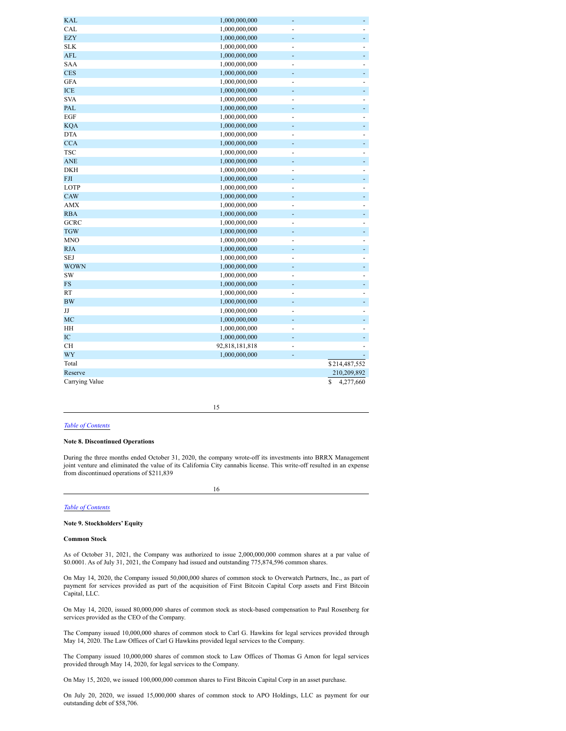| | | | |
|---|---|---|---|
| KAL | 1,000,000,000 | - | - |
| CAL | 1,000,000,000 | - | - |
| EZY | 1,000,000,000 | - | - |
| SLK | 1,000,000,000 | - | - |
| AFL | 1,000,000,000 | - | - |
| SAA | 1,000,000,000 | - | - |
| CES | 1,000,000,000 | - | - |
| GFA | 1,000,000,000 | - | - |
| ICE | 1,000,000,000 | - | - |
| SVA | 1,000,000,000 | - | - |
| PAL | 1,000,000,000 | - | - |
| EGF | 1,000,000,000 | - | - |
| KQA | 1,000,000,000 | - | - |
| DTA | 1,000,000,000 | - | - |
| CCA | 1,000,000,000 | - | - |
| TSC | 1,000,000,000 | - | - |
| ANE | 1,000,000,000 | - | - |
| DKH | 1,000,000,000 | - | - |
| FJI | 1,000,000,000 | - | - |
| LOTP | 1,000,000,000 | - | - |
| CAW | 1,000,000,000 | - | - |
| AMX | 1,000,000,000 | - | - |
| RBA | 1,000,000,000 | - | - |
| GCRC | 1,000,000,000 | - | - |
| TGW | 1,000,000,000 | - | - |
| MNO | 1,000,000,000 | - | - |
| RJA | 1,000,000,000 | - | - |
| SEJ | 1,000,000,000 | - | - |
| WOWN | 1,000,000,000 | - | - |
| SW | 1,000,000,000 | - | - |
| FS | 1,000,000,000 | - | - |
| RT | 1,000,000,000 | - | - |
| BW | 1,000,000,000 | - | - |
| JJ | 1,000,000,000 | - | - |
| MC | 1,000,000,000 | - | - |
| HH | 1,000,000,000 | - | - |
| IC | 1,000,000,000 | - | - |
| CH | 92,818,181,818 | - | - |
| WY | 1,000,000,000 | - | - |
| Total | | | $ 214,487,552 |
| Reserve | | | 210,209,892 |
| Carrying Value | | | $ 4,277,660 |

*Table of Contents*

**Note 8. Discontinued Operations**

During the three months ended October 31, 2020, the company wrote-off its investments into BRRX Management joint venture and eliminated the value of its California City cannabis license. This write-off resulted in an expense from discontinued operations of $211,839

*Table of Contents*

**Note 9. Stockholders' Equity**

**Common Stock**

As of October 31, 2021, the Company was authorized to issue 2,000,000,000 common shares at a par value of $0.0001. As of July 31, 2021, the Company had issued and outstanding 775,874,596 common shares.

On May 14, 2020, the Company issued 50,000,000 shares of common stock to Overwatch Partners, Inc., as part of payment for services provided as part of the acquisition of First Bitcoin Capital Corp assets and First Bitcoin Capital, LLC.

On May 14, 2020, issued 80,000,000 shares of common stock as stock-based compensation to Paul Rosenberg for services provided as the CEO of the Company.

The Company issued 10,000,000 shares of common stock to Carl G. Hawkins for legal services provided through May 14, 2020. The Law Offices of Carl G Hawkins provided legal services to the Company.

The Company issued 10,000,000 shares of common stock to Law Offices of Thomas G Amon for legal services provided through May 14, 2020, for legal services to the Company.

On May 15, 2020, we issued 100,000,000 common shares to First Bitcoin Capital Corp in an asset purchase.

On July 20, 2020, we issued 15,000,000 shares of common stock to APO Holdings, LLC as payment for our outstanding debt of $58,706.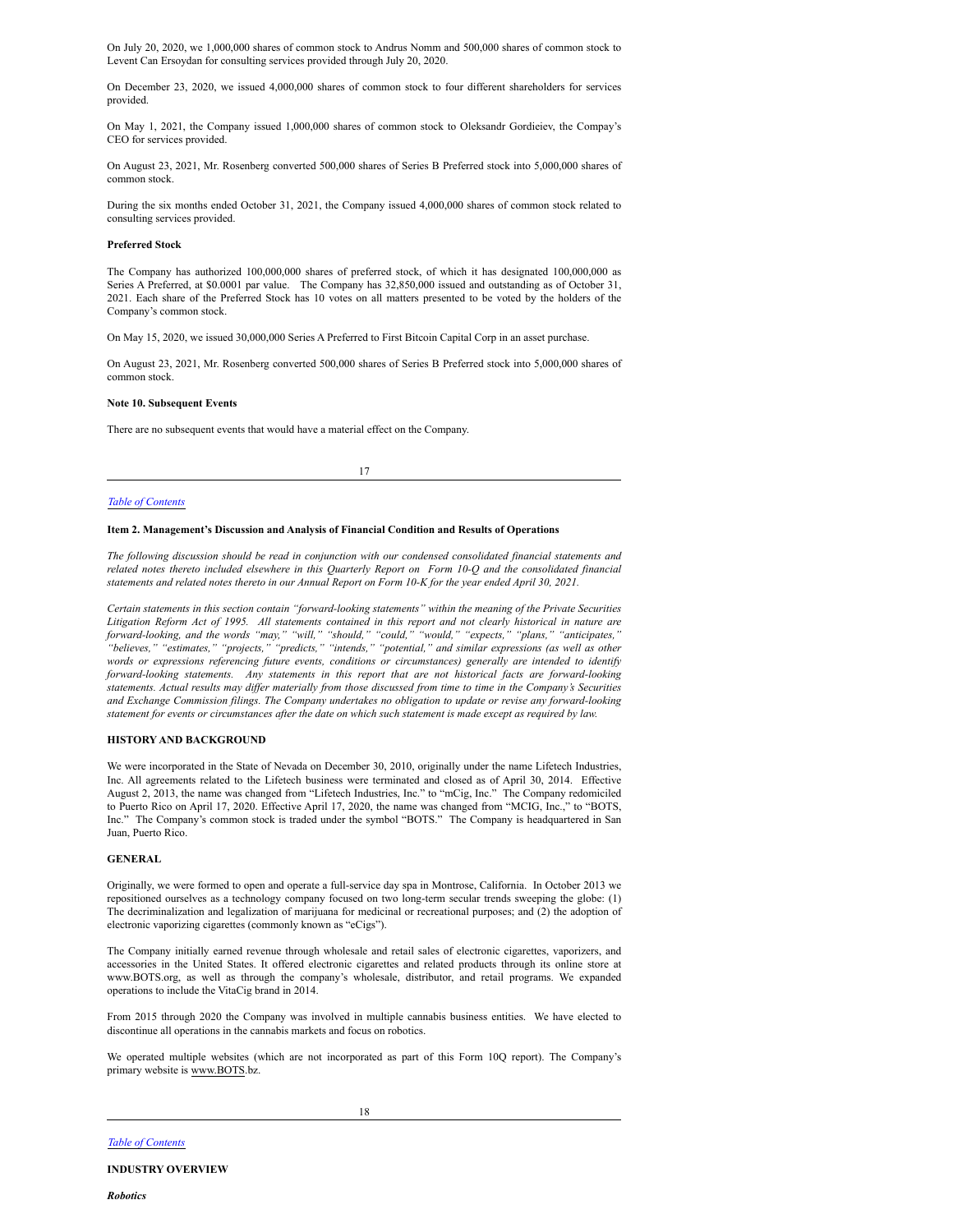On July 20, 2020, we 1,000,000 shares of common stock to Andrus Nomm and 500,000 shares of common stock to Levent Can Ersoydan for consulting services provided through July 20, 2020.

On December 23, 2020, we issued 4,000,000 shares of common stock to four different shareholders for services provided.

On May 1, 2021, the Company issued 1,000,000 shares of common stock to Oleksandr Gordieiev, the Compay's CEO for services provided.

On August 23, 2021, Mr. Rosenberg converted 500,000 shares of Series B Preferred stock into 5,000,000 shares of common stock.

During the six months ended October 31, 2021, the Company issued 4,000,000 shares of common stock related to consulting services provided.

**Preferred Stock**

The Company has authorized 100,000,000 shares of preferred stock, of which it has designated 100,000,000 as Series A Preferred, at $0.0001 par value. The Company has 32,850,000 issued and outstanding as of October 31, 2021. Each share of the Preferred Stock has 10 votes on all matters presented to be voted by the holders of the Company's common stock.

On May 15, 2020, we issued 30,000,000 Series A Preferred to First Bitcoin Capital Corp in an asset purchase.

On August 23, 2021, Mr. Rosenberg converted 500,000 shares of Series B Preferred stock into 5,000,000 shares of common stock.

**Note 10. Subsequent Events**

There are no subsequent events that would have a material effect on the Company.

*Table of Contents*

**Item 2. Management's Discussion and Analysis of Financial Condition and Results of Operations**

*The following discussion should be read in conjunction with our condensed consolidated financial statements and related notes thereto included elsewhere in this Quarterly Report on Form 10-Q and the consolidated financial statements and related notes thereto in our Annual Report on Form 10-K for the year ended April 30, 2021.*

*Certain statements in this section contain "forward-looking statements" within the meaning of the Private Securities Litigation Reform Act of 1995. All statements contained in this report and not clearly historical in nature are forward-looking, and the words "may," "will," "should," "could," "would," "expects," "plans," "anticipates," "believes," "estimates," "projects," "predicts," "intends," "potential," and similar expressions (as well as other words or expressions referencing future events, conditions or circumstances) generally are intended to identify forward-looking statements. Any statements in this report that are not historical facts are forward-looking statements. Actual results may differ materially from those discussed from time to time in the Company's Securities and Exchange Commission filings. The Company undertakes no obligation to update or revise any forward-looking statement for events or circumstances after the date on which such statement is made except as required by law.*

**HISTORY AND BACKGROUND**

We were incorporated in the State of Nevada on December 30, 2010, originally under the name Lifetech Industries, Inc. All agreements related to the Lifetech business were terminated and closed as of April 30, 2014. Effective August 2, 2013, the name was changed from "Lifetech Industries, Inc." to "mCig, Inc." The Company redomiciled to Puerto Rico on April 17, 2020. Effective April 17, 2020, the name was changed from "MCIG, Inc.," to "BOTS, Inc." The Company's common stock is traded under the symbol "BOTS." The Company is headquartered in San Juan, Puerto Rico.

**GENERAL**

Originally, we were formed to open and operate a full-service day spa in Montrose, California. In October 2013 we repositioned ourselves as a technology company focused on two long-term secular trends sweeping the globe: (1) The decriminalization and legalization of marijuana for medicinal or recreational purposes; and (2) the adoption of electronic vaporizing cigarettes (commonly known as "eCigs").

The Company initially earned revenue through wholesale and retail sales of electronic cigarettes, vaporizers, and accessories in the United States. It offered electronic cigarettes and related products through its online store at www.BOTS.org, as well as through the company's wholesale, distributor, and retail programs. We expanded operations to include the VitaCig brand in 2014.

From 2015 through 2020 the Company was involved in multiple cannabis business entities. We have elected to discontinue all operations in the cannabis markets and focus on robotics.

We operated multiple websites (which are not incorporated as part of this Form 10Q report). The Company's primary website is www.BOTS.bz.

*Table of Contents*

**INDUSTRY OVERVIEW**

***Robotics***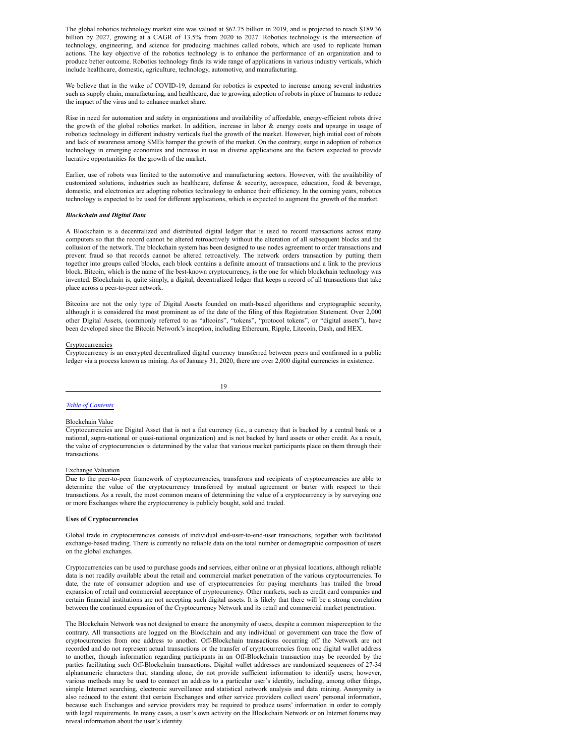The global robotics technology market size was valued at $62.75 billion in 2019, and is projected to reach $189.36 billion by 2027, growing at a CAGR of 13.5% from 2020 to 2027. Robotics technology is the intersection of technology, engineering, and science for producing machines called robots, which are used to replicate human actions. The key objective of the robotics technology is to enhance the performance of an organization and to produce better outcome. Robotics technology finds its wide range of applications in various industry verticals, which include healthcare, domestic, agriculture, technology, automotive, and manufacturing.

We believe that in the wake of COVID-19, demand for robotics is expected to increase among several industries such as supply chain, manufacturing, and healthcare, due to growing adoption of robots in place of humans to reduce the impact of the virus and to enhance market share.

Rise in need for automation and safety in organizations and availability of affordable, energy-efficient robots drive the growth of the global robotics market. In addition, increase in labor & energy costs and upsurge in usage of robotics technology in different industry verticals fuel the growth of the market. However, high initial cost of robots and lack of awareness among SMEs hamper the growth of the market. On the contrary, surge in adoption of robotics technology in emerging economies and increase in use in diverse applications are the factors expected to provide lucrative opportunities for the growth of the market.

Earlier, use of robots was limited to the automotive and manufacturing sectors. However, with the availability of customized solutions, industries such as healthcare, defense & security, aerospace, education, food & beverage, domestic, and electronics are adopting robotics technology to enhance their efficiency. In the coming years, robotics technology is expected to be used for different applications, which is expected to augment the growth of the market.

***Blockchain and Digital Data***

A Blockchain is a decentralized and distributed digital ledger that is used to record transactions across many computers so that the record cannot be altered retroactively without the alteration of all subsequent blocks and the collusion of the network. The blockchain system has been designed to use nodes agreement to order transactions and prevent fraud so that records cannot be altered retroactively. The network orders transaction by putting them together into groups called blocks, each block contains a definite amount of transactions and a link to the previous block. Bitcoin, which is the name of the best-known cryptocurrency, is the one for which blockchain technology was invented. Blockchain is, quite simply, a digital, decentralized ledger that keeps a record of all transactions that take place across a peer-to-peer network.

Bitcoins are not the only type of Digital Assets founded on math-based algorithms and cryptographic security, although it is considered the most prominent as of the date of the filing of this Registration Statement. Over 2,000 other Digital Assets, (commonly referred to as "altcoins", "tokens", "protocol tokens", or "digital assets"), have been developed since the Bitcoin Network's inception, including Ethereum, Ripple, Litecoin, Dash, and HEX.

Cryptocurrencies

Cryptocurrency is an encrypted decentralized digital currency transferred between peers and confirmed in a public ledger via a process known as mining. As of January 31, 2020, there are over 2,000 digital currencies in existence.

Blockchain Value

Cryptocurrencies are Digital Asset that is not a fiat currency (i.e., a currency that is backed by a central bank or a national, supra-national or quasi-national organization) and is not backed by hard assets or other credit. As a result, the value of cryptocurrencies is determined by the value that various market participants place on them through their transactions.

Exchange Valuation

Due to the peer-to-peer framework of cryptocurrencies, transferors and recipients of cryptocurrencies are able to determine the value of the cryptocurrency transferred by mutual agreement or barter with respect to their transactions. As a result, the most common means of determining the value of a cryptocurrency is by surveying one or more Exchanges where the cryptocurrency is publicly bought, sold and traded.

**Uses of Cryptocurrencies**

Global trade in cryptocurrencies consists of individual end-user-to-end-user transactions, together with facilitated exchange-based trading. There is currently no reliable data on the total number or demographic composition of users on the global exchanges.

Cryptocurrencies can be used to purchase goods and services, either online or at physical locations, although reliable data is not readily available about the retail and commercial market penetration of the various cryptocurrencies. To date, the rate of consumer adoption and use of cryptocurrencies for paying merchants has trailed the broad expansion of retail and commercial acceptance of cryptocurrency. Other markets, such as credit card companies and certain financial institutions are not accepting such digital assets. It is likely that there will be a strong correlation between the continued expansion of the Cryptocurrency Network and its retail and commercial market penetration.

The Blockchain Network was not designed to ensure the anonymity of users, despite a common misperception to the contrary. All transactions are logged on the Blockchain and any individual or government can trace the flow of cryptocurrencies from one address to another. Off-Blockchain transactions occurring off the Network are not recorded and do not represent actual transactions or the transfer of cryptocurrencies from one digital wallet address to another, though information regarding participants in an Off-Blockchain transaction may be recorded by the parties facilitating such Off-Blockchain transactions. Digital wallet addresses are randomized sequences of 27-34 alphanumeric characters that, standing alone, do not provide sufficient information to identify users; however, various methods may be used to connect an address to a particular user's identity, including, among other things, simple Internet searching, electronic surveillance and statistical network analysis and data mining. Anonymity is also reduced to the extent that certain Exchanges and other service providers collect users' personal information, because such Exchanges and service providers may be required to produce users' information in order to comply with legal requirements. In many cases, a user's own activity on the Blockchain Network or on Internet forums may reveal information about the user's identity.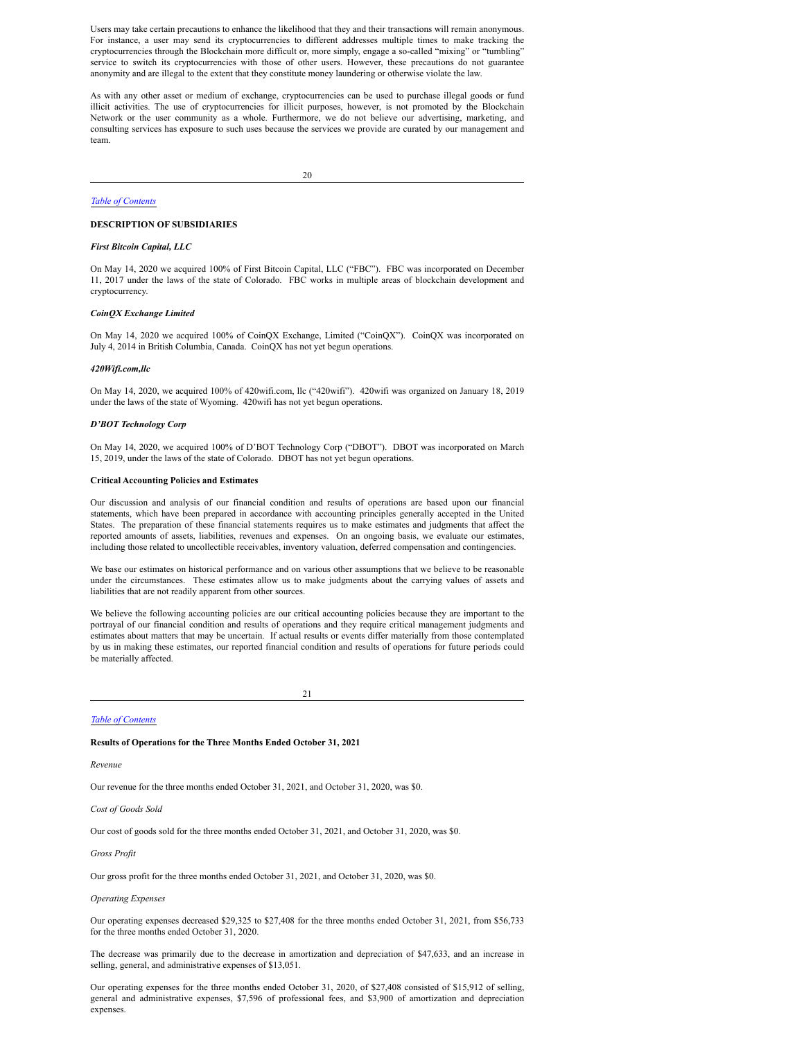Users may take certain precautions to enhance the likelihood that they and their transactions will remain anonymous. For instance, a user may send its cryptocurrencies to different addresses multiple times to make tracking the cryptocurrencies through the Blockchain more difficult or, more simply, engage a so-called "mixing" or "tumbling" service to switch its cryptocurrencies with those of other users. However, these precautions do not guarantee anonymity and are illegal to the extent that they constitute money laundering or otherwise violate the law.

As with any other asset or medium of exchange, cryptocurrencies can be used to purchase illegal goods or fund illicit activities. The use of cryptocurrencies for illicit purposes, however, is not promoted by the Blockchain Network or the user community as a whole. Furthermore, we do not believe our advertising, marketing, and consulting services has exposure to such uses because the services we provide are curated by our management and team.

**DESCRIPTION OF SUBSIDIARIES**

***First Bitcoin Capital, LLC***

On May 14, 2020 we acquired 100% of First Bitcoin Capital, LLC ("FBC"). FBC was incorporated on December 11, 2017 under the laws of the state of Colorado. FBC works in multiple areas of blockchain development and cryptocurrency.

***CoinQX Exchange Limited***

On May 14, 2020 we acquired 100% of CoinQX Exchange, Limited ("CoinQX"). CoinQX was incorporated on July 4, 2014 in British Columbia, Canada. CoinQX has not yet begun operations.

***420Wifi.com,llc***

On May 14, 2020, we acquired 100% of 420wifi.com, llc ("420wifi"). 420wifi was organized on January 18, 2019 under the laws of the state of Wyoming. 420wifi has not yet begun operations.

***D'BOT Technology Corp***

On May 14, 2020, we acquired 100% of D'BOT Technology Corp ("DBOT"). DBOT was incorporated on March 15, 2019, under the laws of the state of Colorado. DBOT has not yet begun operations.

**Critical Accounting Policies and Estimates**

Our discussion and analysis of our financial condition and results of operations are based upon our financial statements, which have been prepared in accordance with accounting principles generally accepted in the United States. The preparation of these financial statements requires us to make estimates and judgments that affect the reported amounts of assets, liabilities, revenues and expenses. On an ongoing basis, we evaluate our estimates, including those related to uncollectible receivables, inventory valuation, deferred compensation and contingencies.

We base our estimates on historical performance and on various other assumptions that we believe to be reasonable under the circumstances. These estimates allow us to make judgments about the carrying values of assets and liabilities that are not readily apparent from other sources.

We believe the following accounting policies are our critical accounting policies because they are important to the portrayal of our financial condition and results of operations and they require critical management judgments and estimates about matters that may be uncertain. If actual results or events differ materially from those contemplated by us in making these estimates, our reported financial condition and results of operations for future periods could be materially affected.

**Results of Operations for the Three Months Ended October 31, 2021**

*Revenue*

Our revenue for the three months ended October 31, 2021, and October 31, 2020, was $0.

*Cost of Goods Sold*

Our cost of goods sold for the three months ended October 31, 2021, and October 31, 2020, was $0.

*Gross Profit*

Our gross profit for the three months ended October 31, 2021, and October 31, 2020, was $0.

*Operating Expenses*

Our operating expenses decreased $29,325 to $27,408 for the three months ended October 31, 2021, from $56,733 for the three months ended October 31, 2020.

The decrease was primarily due to the decrease in amortization and depreciation of $47,633, and an increase in selling, general, and administrative expenses of $13,051.

Our operating expenses for the three months ended October 31, 2020, of $27,408 consisted of $15,912 of selling, general and administrative expenses, $7,596 of professional fees, and $3,900 of amortization and depreciation expenses.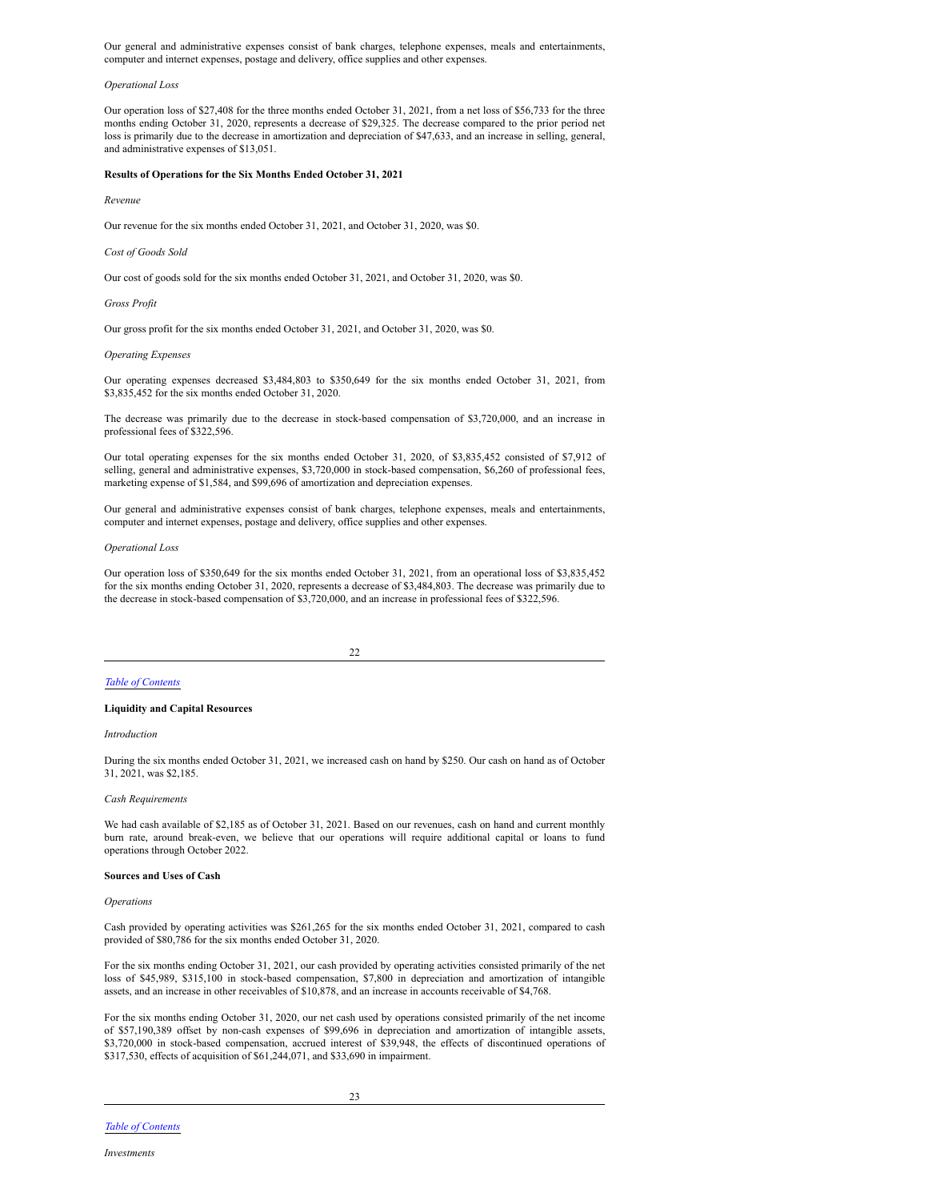Our general and administrative expenses consist of bank charges, telephone expenses, meals and entertainments, computer and internet expenses, postage and delivery, office supplies and other expenses.

*Operational Loss*

Our operation loss of $27,408 for the three months ended October 31, 2021, from a net loss of $56,733 for the three months ending October 31, 2020, represents a decrease of $29,325. The decrease compared to the prior period net loss is primarily due to the decrease in amortization and depreciation of $47,633, and an increase in selling, general, and administrative expenses of $13,051.

**Results of Operations for the Six Months Ended October 31, 2021**

*Revenue*

Our revenue for the six months ended October 31, 2021, and October 31, 2020, was $0.

*Cost of Goods Sold*

Our cost of goods sold for the six months ended October 31, 2021, and October 31, 2020, was $0.

*Gross Profit*

Our gross profit for the six months ended October 31, 2021, and October 31, 2020, was $0.

*Operating Expenses*

Our operating expenses decreased $3,484,803 to $350,649 for the six months ended October 31, 2021, from $3,835,452 for the six months ended October 31, 2020.

The decrease was primarily due to the decrease in stock-based compensation of $3,720,000, and an increase in professional fees of $322,596.

Our total operating expenses for the six months ended October 31, 2020, of $3,835,452 consisted of $7,912 of selling, general and administrative expenses, $3,720,000 in stock-based compensation, $6,260 of professional fees, marketing expense of $1,584, and $99,696 of amortization and depreciation expenses.

Our general and administrative expenses consist of bank charges, telephone expenses, meals and entertainments, computer and internet expenses, postage and delivery, office supplies and other expenses.

*Operational Loss*

Our operation loss of $350,649 for the six months ended October 31, 2021, from an operational loss of $3,835,452 for the six months ending October 31, 2020, represents a decrease of $3,484,803. The decrease was primarily due to the decrease in stock-based compensation of $3,720,000, and an increase in professional fees of $322,596.

**Liquidity and Capital Resources**

*Introduction*

During the six months ended October 31, 2021, we increased cash on hand by $250. Our cash on hand as of October 31, 2021, was $2,185.

*Cash Requirements*

We had cash available of $2,185 as of October 31, 2021. Based on our revenues, cash on hand and current monthly burn rate, around break-even, we believe that our operations will require additional capital or loans to fund operations through October 2022.

**Sources and Uses of Cash**

*Operations*

Cash provided by operating activities was $261,265 for the six months ended October 31, 2021, compared to cash provided of $80,786 for the six months ended October 31, 2020.

For the six months ending October 31, 2021, our cash provided by operating activities consisted primarily of the net loss of $45,989, $315,100 in stock-based compensation, $7,800 in depreciation and amortization of intangible assets, and an increase in other receivables of $10,878, and an increase in accounts receivable of $4,768.

For the six months ending October 31, 2020, our net cash used by operations consisted primarily of the net income of $57,190,389 offset by non-cash expenses of $99,696 in depreciation and amortization of intangible assets, $3,720,000 in stock-based compensation, accrued interest of $39,948, the effects of discontinued operations of $317,530, effects of acquisition of $61,244,071, and $33,690 in impairment.

*Investments*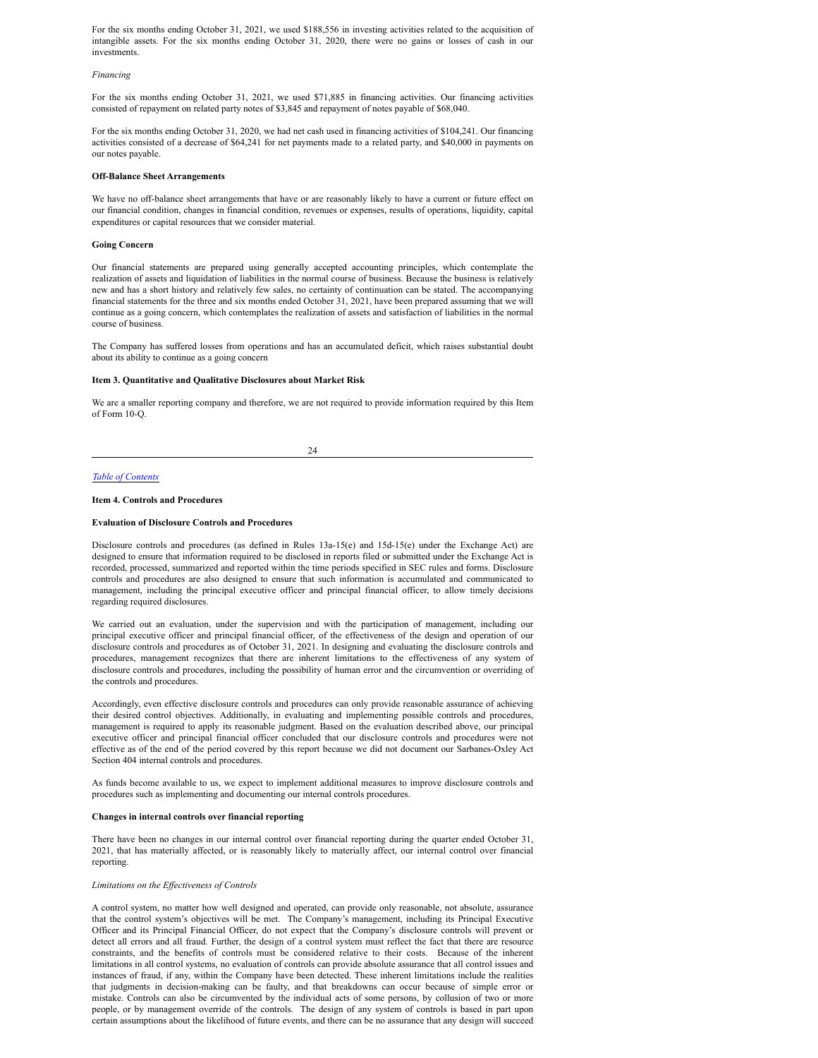For the six months ending October 31, 2021, we used $188,556 in investing activities related to the acquisition of intangible assets. For the six months ending October 31, 2020, there were no gains or losses of cash in our investments.

*Financing*

For the six months ending October 31, 2021, we used $71,885 in financing activities. Our financing activities consisted of repayment on related party notes of $3,845 and repayment of notes payable of $68,040.

For the six months ending October 31, 2020, we had net cash used in financing activities of $104,241. Our financing activities consisted of a decrease of $64,241 for net payments made to a related party, and $40,000 in payments on our notes payable.

**Off-Balance Sheet Arrangements**

We have no off-balance sheet arrangements that have or are reasonably likely to have a current or future effect on our financial condition, changes in financial condition, revenues or expenses, results of operations, liquidity, capital expenditures or capital resources that we consider material.

**Going Concern**

Our financial statements are prepared using generally accepted accounting principles, which contemplate the realization of assets and liquidation of liabilities in the normal course of business. Because the business is relatively new and has a short history and relatively few sales, no certainty of continuation can be stated. The accompanying financial statements for the three and six months ended October 31, 2021, have been prepared assuming that we will continue as a going concern, which contemplates the realization of assets and satisfaction of liabilities in the normal course of business.

The Company has suffered losses from operations and has an accumulated deficit, which raises substantial doubt about its ability to continue as a going concern

**Item 3. Quantitative and Qualitative Disclosures about Market Risk**

We are a smaller reporting company and therefore, we are not required to provide information required by this Item of Form 10-Q.

**Item 4. Controls and Procedures**

**Evaluation of Disclosure Controls and Procedures**

Disclosure controls and procedures (as defined in Rules 13a-15(e) and 15d-15(e) under the Exchange Act) are designed to ensure that information required to be disclosed in reports filed or submitted under the Exchange Act is recorded, processed, summarized and reported within the time periods specified in SEC rules and forms. Disclosure controls and procedures are also designed to ensure that such information is accumulated and communicated to management, including the principal executive officer and principal financial officer, to allow timely decisions regarding required disclosures.

We carried out an evaluation, under the supervision and with the participation of management, including our principal executive officer and principal financial officer, of the effectiveness of the design and operation of our disclosure controls and procedures as of October 31, 2021. In designing and evaluating the disclosure controls and procedures, management recognizes that there are inherent limitations to the effectiveness of any system of disclosure controls and procedures, including the possibility of human error and the circumvention or overriding of the controls and procedures.

Accordingly, even effective disclosure controls and procedures can only provide reasonable assurance of achieving their desired control objectives. Additionally, in evaluating and implementing possible controls and procedures, management is required to apply its reasonable judgment. Based on the evaluation described above, our principal executive officer and principal financial officer concluded that our disclosure controls and procedures were not effective as of the end of the period covered by this report because we did not document our Sarbanes-Oxley Act Section 404 internal controls and procedures.

As funds become available to us, we expect to implement additional measures to improve disclosure controls and procedures such as implementing and documenting our internal controls procedures.

**Changes in internal controls over financial reporting**

There have been no changes in our internal control over financial reporting during the quarter ended October 31, 2021, that has materially affected, or is reasonably likely to materially affect, our internal control over financial reporting.

*Limitations on the Effectiveness of Controls*

A control system, no matter how well designed and operated, can provide only reasonable, not absolute, assurance that the control system's objectives will be met. The Company's management, including its Principal Executive Officer and its Principal Financial Officer, do not expect that the Company's disclosure controls will prevent or detect all errors and all fraud. Further, the design of a control system must reflect the fact that there are resource constraints, and the benefits of controls must be considered relative to their costs. Because of the inherent limitations in all control systems, no evaluation of controls can provide absolute assurance that all control issues and instances of fraud, if any, within the Company have been detected. These inherent limitations include the realities that judgments in decision-making can be faulty, and that breakdowns can occur because of simple error or mistake. Controls can also be circumvented by the individual acts of some persons, by collusion of two or more people, or by management override of the controls. The design of any system of controls is based in part upon certain assumptions about the likelihood of future events, and there can be no assurance that any design will succeed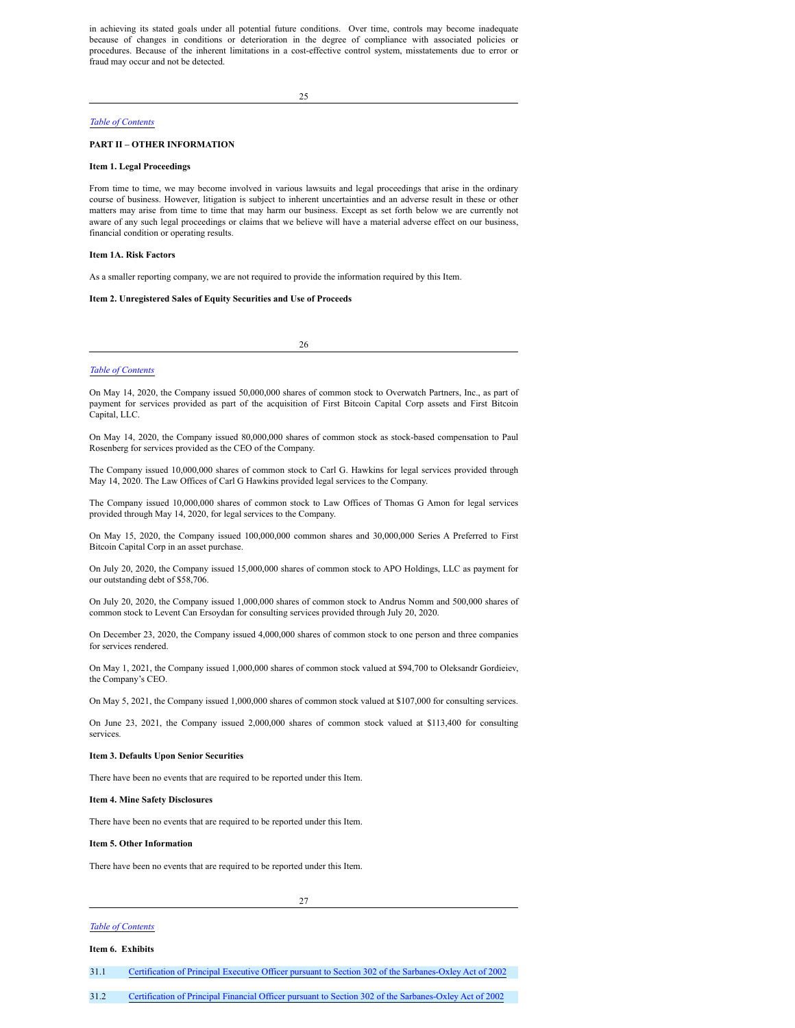in achieving its stated goals under all potential future conditions. Over time, controls may become inadequate because of changes in conditions or deterioration in the degree of compliance with associated policies or procedures. Because of the inherent limitations in a cost-effective control system, misstatements due to error or fraud may occur and not be detected.

*Table of Contents*

**PART II – OTHER INFORMATION**

**Item 1. Legal Proceedings**

From time to time, we may become involved in various lawsuits and legal proceedings that arise in the ordinary course of business. However, litigation is subject to inherent uncertainties and an adverse result in these or other matters may arise from time to time that may harm our business. Except as set forth below we are currently not aware of any such legal proceedings or claims that we believe will have a material adverse effect on our business, financial condition or operating results.

**Item 1A. Risk Factors**

As a smaller reporting company, we are not required to provide the information required by this Item.

**Item 2. Unregistered Sales of Equity Securities and Use of Proceeds**

*Table of Contents*

On May 14, 2020, the Company issued 50,000,000 shares of common stock to Overwatch Partners, Inc., as part of payment for services provided as part of the acquisition of First Bitcoin Capital Corp assets and First Bitcoin Capital, LLC.

On May 14, 2020, the Company issued 80,000,000 shares of common stock as stock-based compensation to Paul Rosenberg for services provided as the CEO of the Company.

The Company issued 10,000,000 shares of common stock to Carl G. Hawkins for legal services provided through May 14, 2020. The Law Offices of Carl G Hawkins provided legal services to the Company.

The Company issued 10,000,000 shares of common stock to Law Offices of Thomas G Amon for legal services provided through May 14, 2020, for legal services to the Company.

On May 15, 2020, the Company issued 100,000,000 common shares and 30,000,000 Series A Preferred to First Bitcoin Capital Corp in an asset purchase.

On July 20, 2020, the Company issued 15,000,000 shares of common stock to APO Holdings, LLC as payment for our outstanding debt of $58,706.

On July 20, 2020, the Company issued 1,000,000 shares of common stock to Andrus Nomm and 500,000 shares of common stock to Levent Can Ersoydan for consulting services provided through July 20, 2020.

On December 23, 2020, the Company issued 4,000,000 shares of common stock to one person and three companies for services rendered.

On May 1, 2021, the Company issued 1,000,000 shares of common stock valued at $94,700 to Oleksandr Gordieiev, the Company's CEO.

On May 5, 2021, the Company issued 1,000,000 shares of common stock valued at $107,000 for consulting services.

On June 23, 2021, the Company issued 2,000,000 shares of common stock valued at $113,400 for consulting services.

**Item 3. Defaults Upon Senior Securities**

There have been no events that are required to be reported under this Item.

**Item 4. Mine Safety Disclosures**

There have been no events that are required to be reported under this Item.

**Item 5. Other Information**

There have been no events that are required to be reported under this Item.

*Table of Contents*

**Item 6. Exhibits**

| | |
|---|---|
| 31.1 | Certification of Principal Executive Officer pursuant to Section 302 of the Sarbanes-Oxley Act of 2002 |
| 31.2 | Certification of Principal Financial Officer pursuant to Section 302 of the Sarbanes-Oxley Act of 2002 |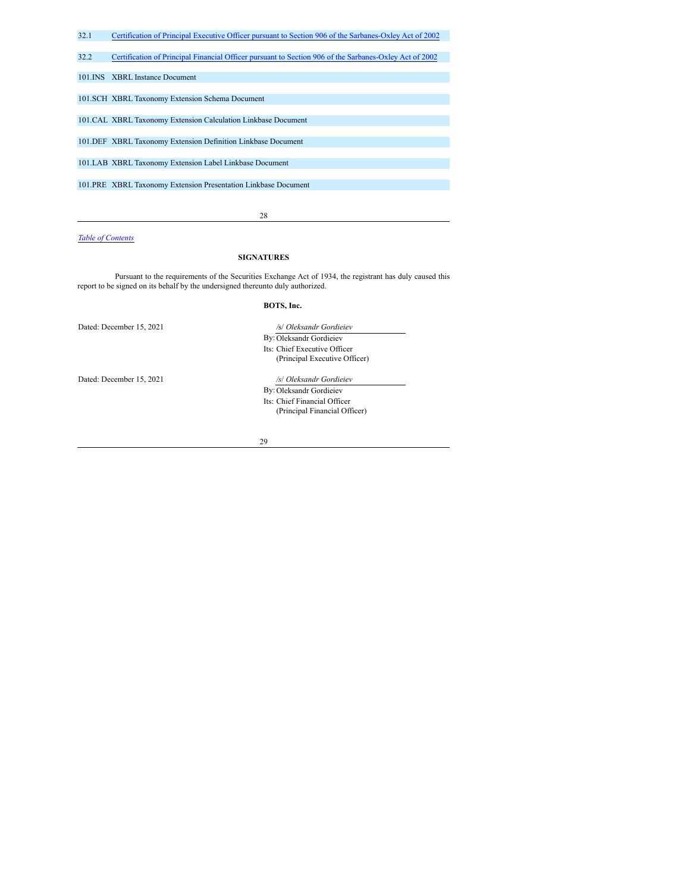| | |
|---|---|
| 32.1 | Certification of Principal Executive Officer pursuant to Section 906 of the Sarbanes-Oxley Act of 2002 |
| 32.2 | Certification of Principal Financial Officer pursuant to Section 906 of the Sarbanes-Oxley Act of 2002 |
| 101.INS | XBRL Instance Document |
| 101.SCH | XBRL Taxonomy Extension Schema Document |
| 101.CAL | XBRL Taxonomy Extension Calculation Linkbase Document |
| 101.DEF | XBRL Taxonomy Extension Definition Linkbase Document |
| 101.LAB | XBRL Taxonomy Extension Label Linkbase Document |
| 101.PRE | XBRL Taxonomy Extension Presentation Linkbase Document |

*Table of Contents*

## SIGNATURES

Pursuant to the requirements of the Securities Exchange Act of 1934, the registrant has duly caused this report to be signed on its behalf by the undersigned thereunto duly authorized.

**BOTS, Inc.**

Dated: December 15, 2021

*/s/ Oleksandr Gordieiev*
By: Oleksandr Gordieiev
Its: Chief Executive Officer
(Principal Executive Officer)

Dated: December 15, 2021

*/s/ Oleksandr Gordieiev*
By: Oleksandr Gordieiev
Its: Chief Financial Officer
(Principal Financial Officer)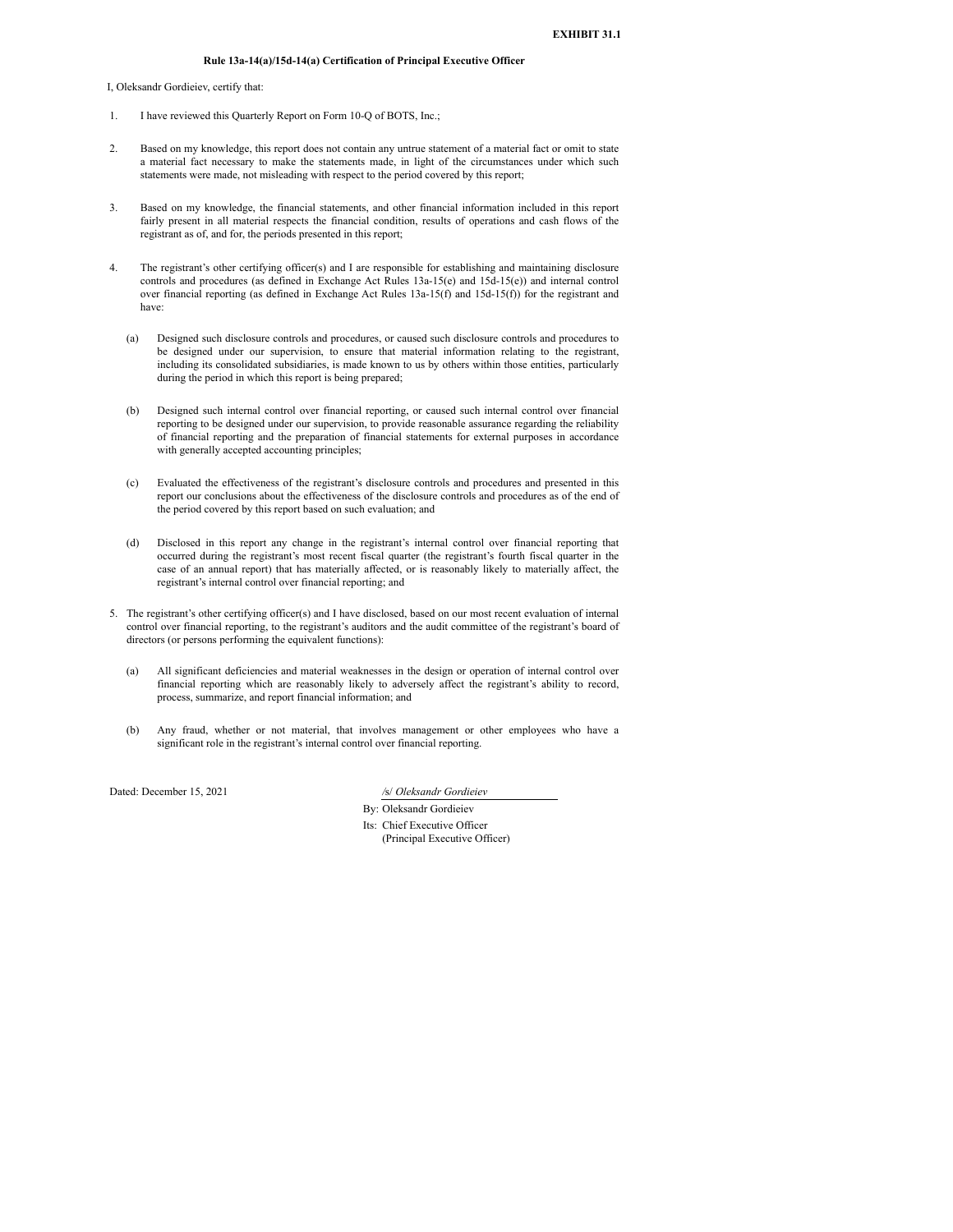**EXHIBIT 31.1**

**Rule 13a-14(a)/15d-14(a) Certification of Principal Executive Officer**

I, Oleksandr Gordieiev, certify that:

1. I have reviewed this Quarterly Report on Form 10-Q of BOTS, Inc.;

2. Based on my knowledge, this report does not contain any untrue statement of a material fact or omit to state a material fact necessary to make the statements made, in light of the circumstances under which such statements were made, not misleading with respect to the period covered by this report;

3. Based on my knowledge, the financial statements, and other financial information included in this report fairly present in all material respects the financial condition, results of operations and cash flows of the registrant as of, and for, the periods presented in this report;

4. The registrant's other certifying officer(s) and I are responsible for establishing and maintaining disclosure controls and procedures (as defined in Exchange Act Rules 13a-15(e) and 15d-15(e)) and internal control over financial reporting (as defined in Exchange Act Rules 13a-15(f) and 15d-15(f)) for the registrant and have:

   (a) Designed such disclosure controls and procedures, or caused such disclosure controls and procedures to be designed under our supervision, to ensure that material information relating to the registrant, including its consolidated subsidiaries, is made known to us by others within those entities, particularly during the period in which this report is being prepared;

   (b) Designed such internal control over financial reporting, or caused such internal control over financial reporting to be designed under our supervision, to provide reasonable assurance regarding the reliability of financial reporting and the preparation of financial statements for external purposes in accordance with generally accepted accounting principles;

   (c) Evaluated the effectiveness of the registrant's disclosure controls and procedures and presented in this report our conclusions about the effectiveness of the disclosure controls and procedures as of the end of the period covered by this report based on such evaluation; and

   (d) Disclosed in this report any change in the registrant's internal control over financial reporting that occurred during the registrant's most recent fiscal quarter (the registrant's fourth fiscal quarter in the case of an annual report) that has materially affected, or is reasonably likely to materially affect, the registrant's internal control over financial reporting; and

5. The registrant's other certifying officer(s) and I have disclosed, based on our most recent evaluation of internal control over financial reporting, to the registrant's auditors and the audit committee of the registrant's board of directors (or persons performing the equivalent functions):

   (a) All significant deficiencies and material weaknesses in the design or operation of internal control over financial reporting which are reasonably likely to adversely affect the registrant's ability to record, process, summarize, and report financial information; and

   (b) Any fraud, whether or not material, that involves management or other employees who have a significant role in the registrant's internal control over financial reporting.

Dated: December 15, 2021

/s/ *Oleksandr Gordieiev*

By: Oleksandr Gordieiev

Its: Chief Executive Officer
(Principal Executive Officer)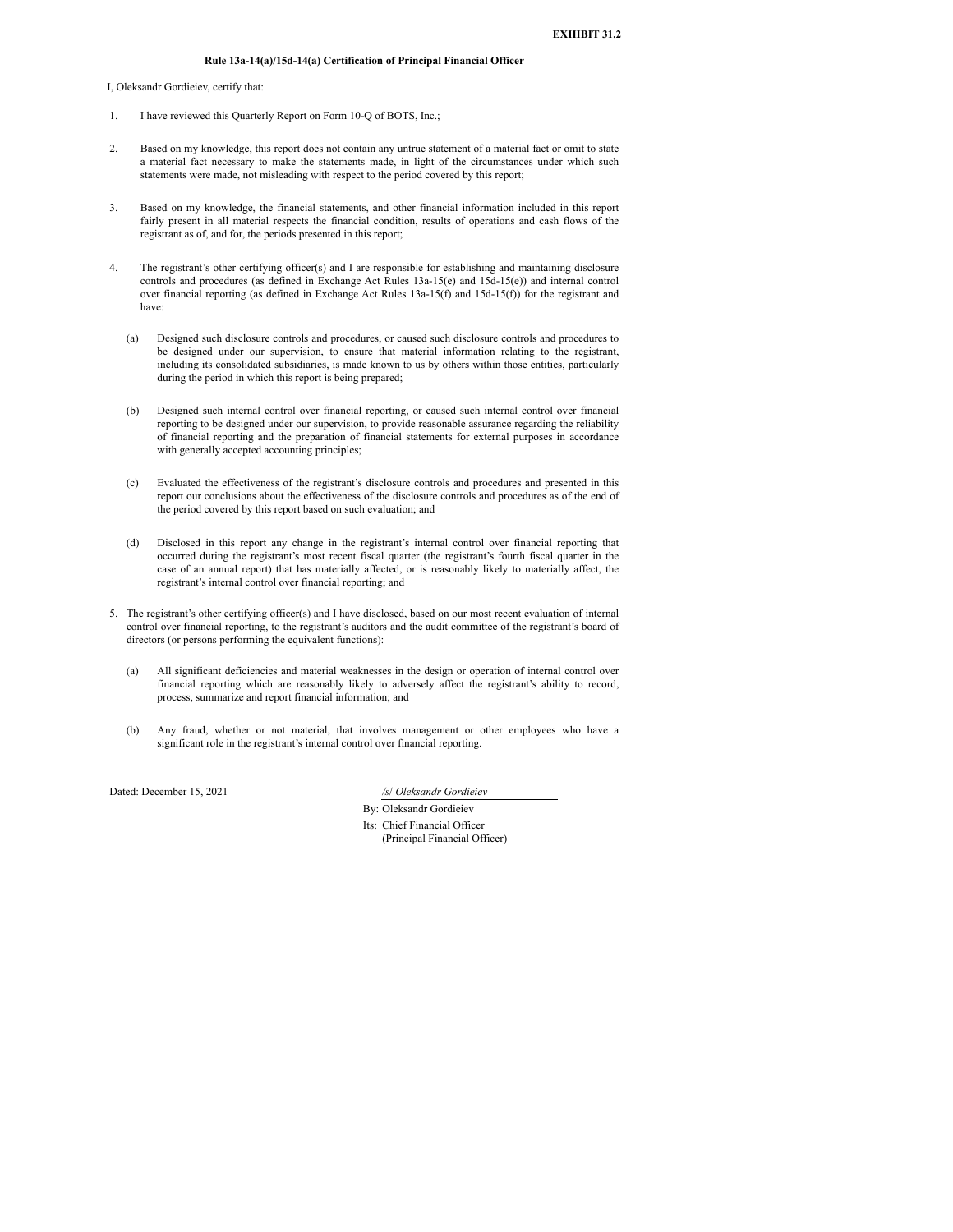**EXHIBIT 31.2**

**Rule 13a-14(a)/15d-14(a) Certification of Principal Financial Officer**

I, Oleksandr Gordieiev, certify that:

1. I have reviewed this Quarterly Report on Form 10-Q of BOTS, Inc.;

2. Based on my knowledge, this report does not contain any untrue statement of a material fact or omit to state a material fact necessary to make the statements made, in light of the circumstances under which such statements were made, not misleading with respect to the period covered by this report;

3. Based on my knowledge, the financial statements, and other financial information included in this report fairly present in all material respects the financial condition, results of operations and cash flows of the registrant as of, and for, the periods presented in this report;

4. The registrant's other certifying officer(s) and I are responsible for establishing and maintaining disclosure controls and procedures (as defined in Exchange Act Rules 13a-15(e) and 15d-15(e)) and internal control over financial reporting (as defined in Exchange Act Rules 13a-15(f) and 15d-15(f)) for the registrant and have:

   (a) Designed such disclosure controls and procedures, or caused such disclosure controls and procedures to be designed under our supervision, to ensure that material information relating to the registrant, including its consolidated subsidiaries, is made known to us by others within those entities, particularly during the period in which this report is being prepared;

   (b) Designed such internal control over financial reporting, or caused such internal control over financial reporting to be designed under our supervision, to provide reasonable assurance regarding the reliability of financial reporting and the preparation of financial statements for external purposes in accordance with generally accepted accounting principles;

   (c) Evaluated the effectiveness of the registrant's disclosure controls and procedures and presented in this report our conclusions about the effectiveness of the disclosure controls and procedures as of the end of the period covered by this report based on such evaluation; and

   (d) Disclosed in this report any change in the registrant's internal control over financial reporting that occurred during the registrant's most recent fiscal quarter (the registrant's fourth fiscal quarter in the case of an annual report) that has materially affected, or is reasonably likely to materially affect, the registrant's internal control over financial reporting; and

5. The registrant's other certifying officer(s) and I have disclosed, based on our most recent evaluation of internal control over financial reporting, to the registrant's auditors and the audit committee of the registrant's board of directors (or persons performing the equivalent functions):

   (a) All significant deficiencies and material weaknesses in the design or operation of internal control over financial reporting which are reasonably likely to adversely affect the registrant's ability to record, process, summarize and report financial information; and

   (b) Any fraud, whether or not material, that involves management or other employees who have a significant role in the registrant's internal control over financial reporting.

Dated: December 15, 2021

*/s/ Oleksandr Gordieiev*

By: Oleksandr Gordieiev

Its: Chief Financial Officer
(Principal Financial Officer)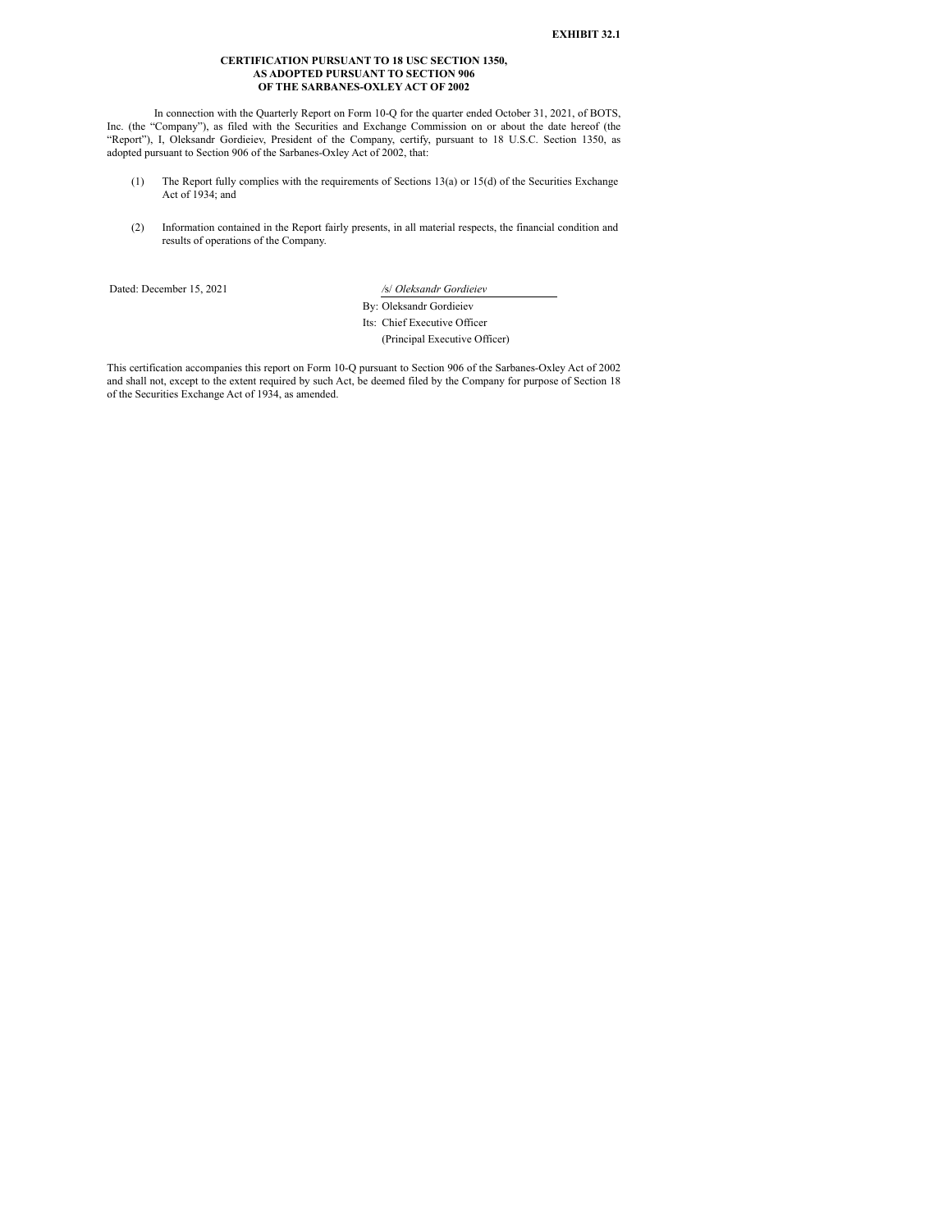**EXHIBIT 32.1**

**CERTIFICATION PURSUANT TO 18 USC SECTION 1350,
AS ADOPTED PURSUANT TO SECTION 906
OF THE SARBANES-OXLEY ACT OF 2002**

In connection with the Quarterly Report on Form 10-Q for the quarter ended October 31, 2021, of BOTS, Inc. (the “Company”), as filed with the Securities and Exchange Commission on or about the date hereof (the “Report”), I, Oleksandr Gordieiev, President of the Company, certify, pursuant to 18 U.S.C. Section 1350, as adopted pursuant to Section 906 of the Sarbanes-Oxley Act of 2002, that:

(1) The Report fully complies with the requirements of Sections 13(a) or 15(d) of the Securities Exchange Act of 1934; and

(2) Information contained in the Report fairly presents, in all material respects, the financial condition and results of operations of the Company.

Dated: December 15, 2021

/s/ *Oleksandr Gordieiev*

By: Oleksandr Gordieiev

Its: Chief Executive Officer

(Principal Executive Officer)

This certification accompanies this report on Form 10-Q pursuant to Section 906 of the Sarbanes-Oxley Act of 2002 and shall not, except to the extent required by such Act, be deemed filed by the Company for purpose of Section 18 of the Securities Exchange Act of 1934, as amended.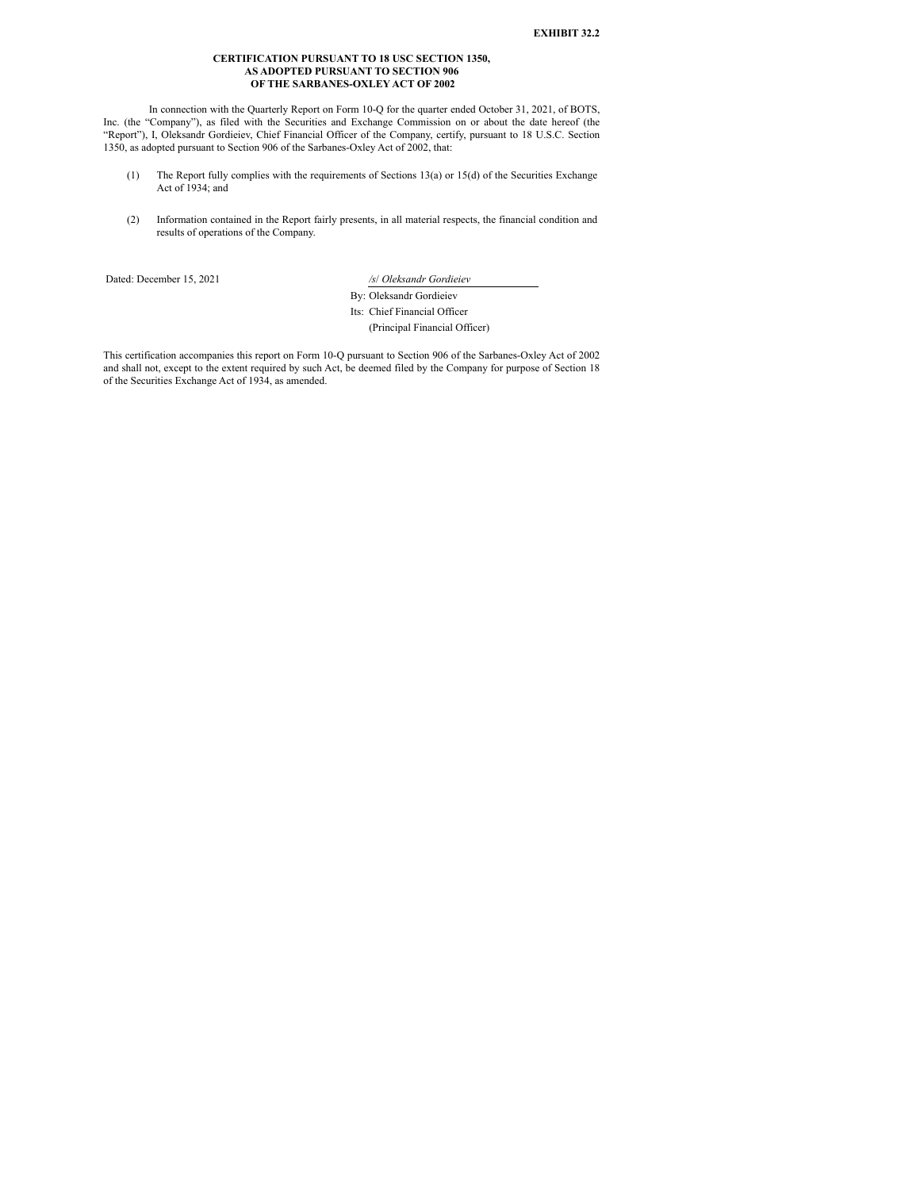**EXHIBIT 32.2**

**CERTIFICATION PURSUANT TO 18 USC SECTION 1350,**
**AS ADOPTED PURSUANT TO SECTION 906**
**OF THE SARBANES-OXLEY ACT OF 2002**

In connection with the Quarterly Report on Form 10-Q for the quarter ended October 31, 2021, of BOTS, Inc. (the "Company"), as filed with the Securities and Exchange Commission on or about the date hereof (the "Report"), I, Oleksandr Gordieiev, Chief Financial Officer of the Company, certify, pursuant to 18 U.S.C. Section 1350, as adopted pursuant to Section 906 of the Sarbanes-Oxley Act of 2002, that:

(1) The Report fully complies with the requirements of Sections 13(a) or 15(d) of the Securities Exchange Act of 1934; and

(2) Information contained in the Report fairly presents, in all material respects, the financial condition and results of operations of the Company.

Dated: December 15, 2021

*/s/ Oleksandr Gordieiev*

By: Oleksandr Gordieiev

Its: Chief Financial Officer

(Principal Financial Officer)

This certification accompanies this report on Form 10-Q pursuant to Section 906 of the Sarbanes-Oxley Act of 2002 and shall not, except to the extent required by such Act, be deemed filed by the Company for purpose of Section 18 of the Securities Exchange Act of 1934, as amended.